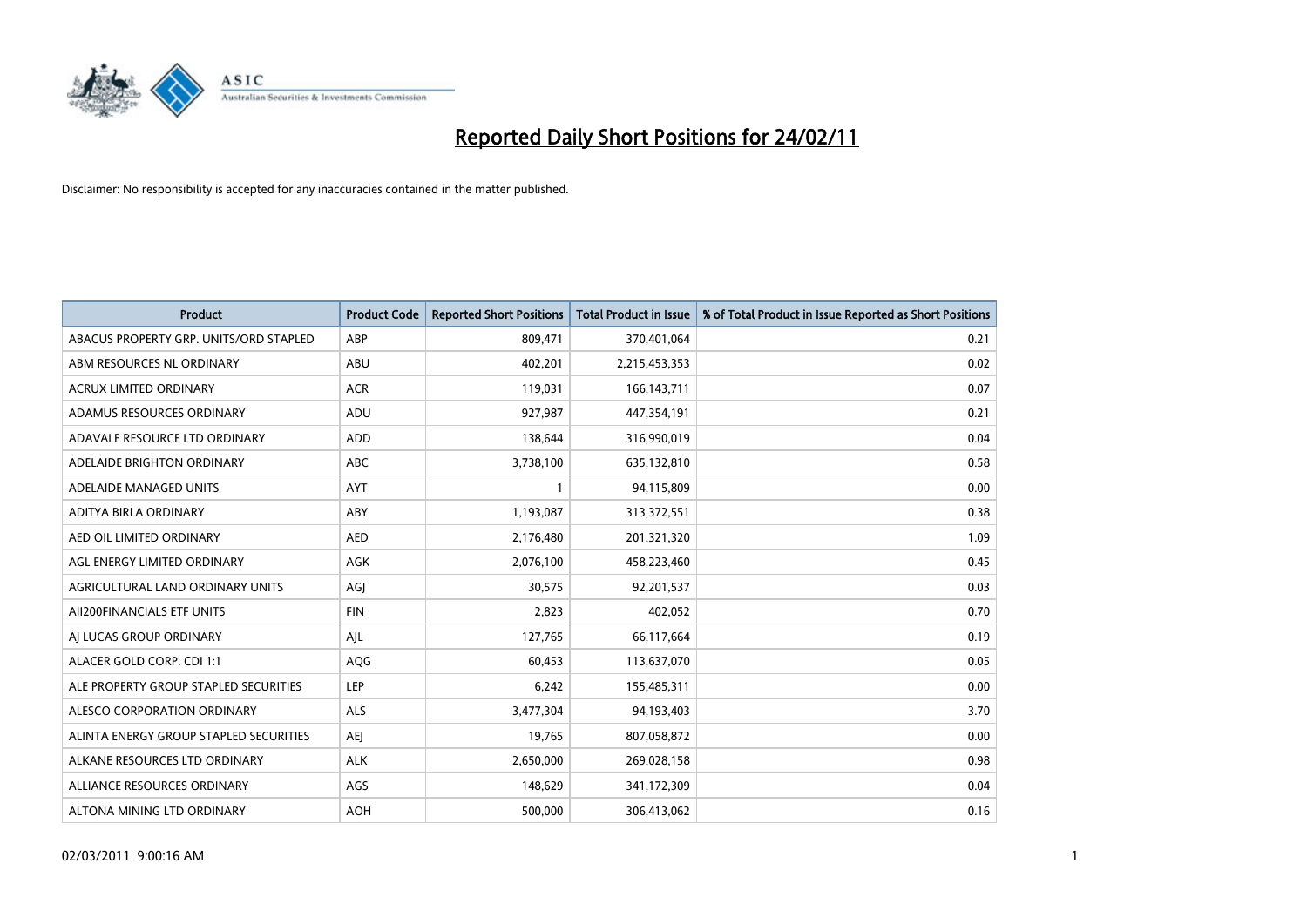# Reported Daily Short Positions for 24/02/11

Disclaimer: No responsibility is accepted for any inaccuracies contained in the matter published.

| Product | Product Code | Reported Short Positions | Total Product in Issue | % of Total Product in Issue Reported as Short Positions |
|---|---|---|---|---|
| ABACUS PROPERTY GRP. UNITS/ORD STAPLED | ABP | 809,471 | 370,401,064 | 0.21 |
| ABM RESOURCES NL ORDINARY | ABU | 402,201 | 2,215,453,353 | 0.02 |
| ACRUX LIMITED ORDINARY | ACR | 119,031 | 166,143,711 | 0.07 |
| ADAMUS RESOURCES ORDINARY | ADU | 927,987 | 447,354,191 | 0.21 |
| ADAVALE RESOURCE LTD ORDINARY | ADD | 138,644 | 316,990,019 | 0.04 |
| ADELAIDE BRIGHTON ORDINARY | ABC | 3,738,100 | 635,132,810 | 0.58 |
| ADELAIDE MANAGED UNITS | AYT | 1 | 94,115,809 | 0.00 |
| ADITYA BIRLA ORDINARY | ABY | 1,193,087 | 313,372,551 | 0.38 |
| AED OIL LIMITED ORDINARY | AED | 2,176,480 | 201,321,320 | 1.09 |
| AGL ENERGY LIMITED ORDINARY | AGK | 2,076,100 | 458,223,460 | 0.45 |
| AGRICULTURAL LAND ORDINARY UNITS | AGJ | 30,575 | 92,201,537 | 0.03 |
| AII200FINANCIALS ETF UNITS | FIN | 2,823 | 402,052 | 0.70 |
| AJ LUCAS GROUP ORDINARY | AJL | 127,765 | 66,117,664 | 0.19 |
| ALACER GOLD CORP. CDI 1:1 | AQG | 60,453 | 113,637,070 | 0.05 |
| ALE PROPERTY GROUP STAPLED SECURITIES | LEP | 6,242 | 155,485,311 | 0.00 |
| ALESCO CORPORATION ORDINARY | ALS | 3,477,304 | 94,193,403 | 3.70 |
| ALINTA ENERGY GROUP STAPLED SECURITIES | AEJ | 19,765 | 807,058,872 | 0.00 |
| ALKANE RESOURCES LTD ORDINARY | ALK | 2,650,000 | 269,028,158 | 0.98 |
| ALLIANCE RESOURCES ORDINARY | AGS | 148,629 | 341,172,309 | 0.04 |
| ALTONA MINING LTD ORDINARY | AOH | 500,000 | 306,413,062 | 0.16 |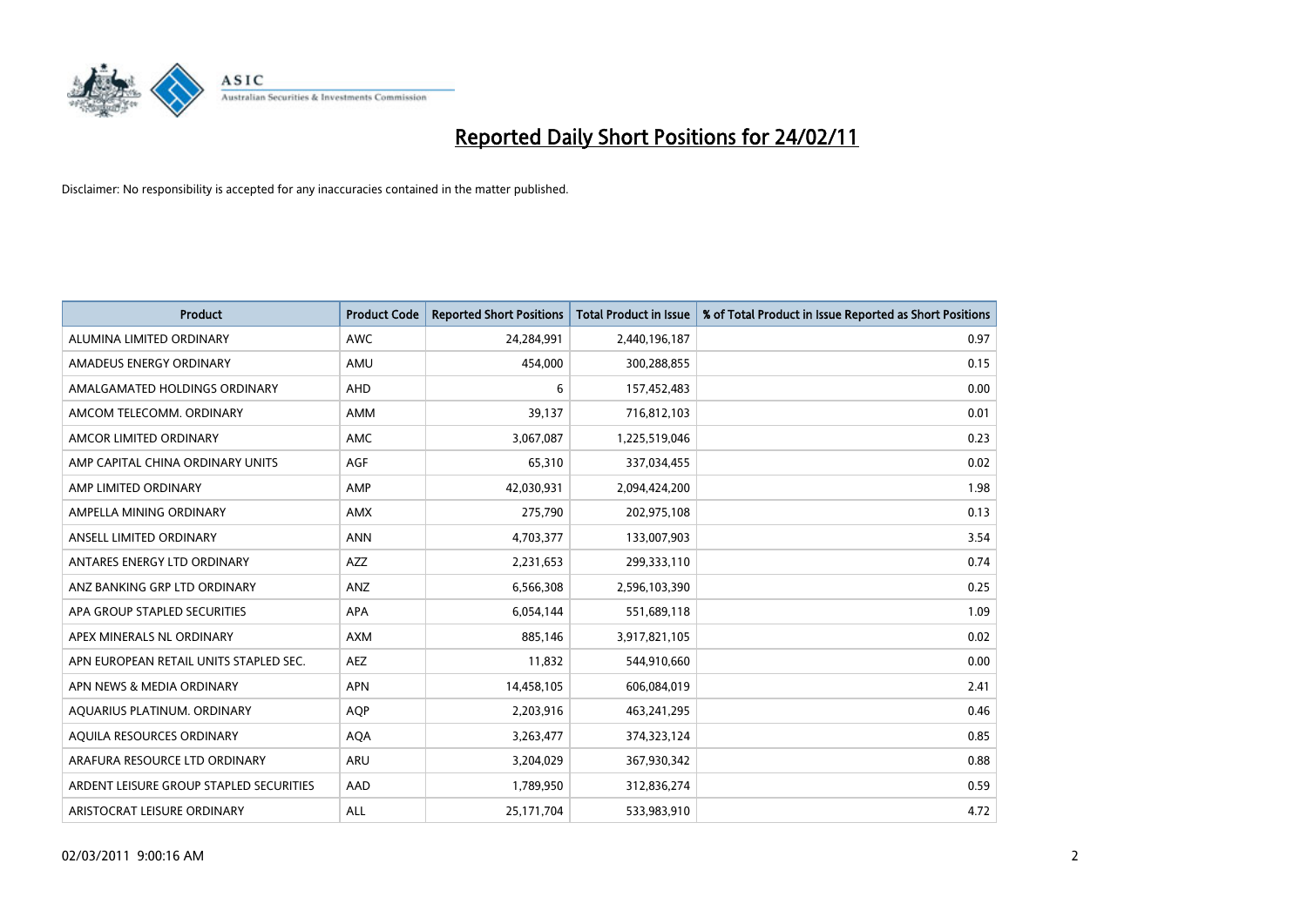# Reported Daily Short Positions for 24/02/11

Disclaimer: No responsibility is accepted for any inaccuracies contained in the matter published.

| Product | Product Code | Reported Short Positions | Total Product in Issue | % of Total Product in Issue Reported as Short Positions |
|---|---|---|---|---|
| ALUMINA LIMITED ORDINARY | AWC | 24,284,991 | 2,440,196,187 | 0.97 |
| AMADEUS ENERGY ORDINARY | AMU | 454,000 | 300,288,855 | 0.15 |
| AMALGAMATED HOLDINGS ORDINARY | AHD | 6 | 157,452,483 | 0.00 |
| AMCOM TELECOMM. ORDINARY | AMM | 39,137 | 716,812,103 | 0.01 |
| AMCOR LIMITED ORDINARY | AMC | 3,067,087 | 1,225,519,046 | 0.23 |
| AMP CAPITAL CHINA ORDINARY UNITS | AGF | 65,310 | 337,034,455 | 0.02 |
| AMP LIMITED ORDINARY | AMP | 42,030,931 | 2,094,424,200 | 1.98 |
| AMPELLA MINING ORDINARY | AMX | 275,790 | 202,975,108 | 0.13 |
| ANSELL LIMITED ORDINARY | ANN | 4,703,377 | 133,007,903 | 3.54 |
| ANTARES ENERGY LTD ORDINARY | AZZ | 2,231,653 | 299,333,110 | 0.74 |
| ANZ BANKING GRP LTD ORDINARY | ANZ | 6,566,308 | 2,596,103,390 | 0.25 |
| APA GROUP STAPLED SECURITIES | APA | 6,054,144 | 551,689,118 | 1.09 |
| APEX MINERALS NL ORDINARY | AXM | 885,146 | 3,917,821,105 | 0.02 |
| APN EUROPEAN RETAIL UNITS STAPLED SEC. | AEZ | 11,832 | 544,910,660 | 0.00 |
| APN NEWS & MEDIA ORDINARY | APN | 14,458,105 | 606,084,019 | 2.41 |
| AQUARIUS PLATINUM. ORDINARY | AQP | 2,203,916 | 463,241,295 | 0.46 |
| AQUILA RESOURCES ORDINARY | AQA | 3,263,477 | 374,323,124 | 0.85 |
| ARAFURA RESOURCE LTD ORDINARY | ARU | 3,204,029 | 367,930,342 | 0.88 |
| ARDENT LEISURE GROUP STAPLED SECURITIES | AAD | 1,789,950 | 312,836,274 | 0.59 |
| ARISTOCRAT LEISURE ORDINARY | ALL | 25,171,704 | 533,983,910 | 4.72 |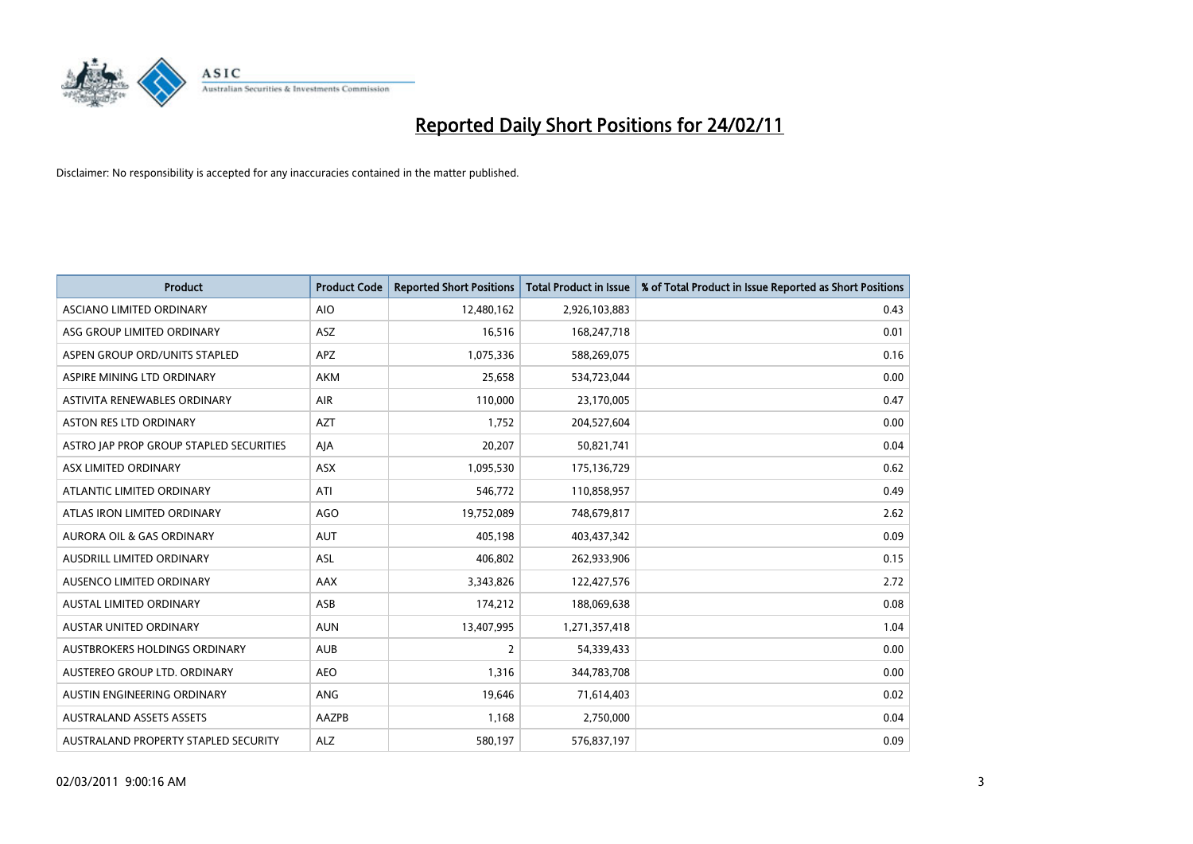# Reported Daily Short Positions for 24/02/11

Disclaimer: No responsibility is accepted for any inaccuracies contained in the matter published.

| Product | Product Code | Reported Short Positions | Total Product in Issue | % of Total Product in Issue Reported as Short Positions |
|---|---|---|---|---|
| ASCIANO LIMITED ORDINARY | AIO | 12,480,162 | 2,926,103,883 | 0.43 |
| ASG GROUP LIMITED ORDINARY | ASZ | 16,516 | 168,247,718 | 0.01 |
| ASPEN GROUP ORD/UNITS STAPLED | APZ | 1,075,336 | 588,269,075 | 0.16 |
| ASPIRE MINING LTD ORDINARY | AKM | 25,658 | 534,723,044 | 0.00 |
| ASTIVITA RENEWABLES ORDINARY | AIR | 110,000 | 23,170,005 | 0.47 |
| ASTON RES LTD ORDINARY | AZT | 1,752 | 204,527,604 | 0.00 |
| ASTRO JAP PROP GROUP STAPLED SECURITIES | AJA | 20,207 | 50,821,741 | 0.04 |
| ASX LIMITED ORDINARY | ASX | 1,095,530 | 175,136,729 | 0.62 |
| ATLANTIC LIMITED ORDINARY | ATI | 546,772 | 110,858,957 | 0.49 |
| ATLAS IRON LIMITED ORDINARY | AGO | 19,752,089 | 748,679,817 | 2.62 |
| AURORA OIL & GAS ORDINARY | AUT | 405,198 | 403,437,342 | 0.09 |
| AUSDRILL LIMITED ORDINARY | ASL | 406,802 | 262,933,906 | 0.15 |
| AUSENCO LIMITED ORDINARY | AAX | 3,343,826 | 122,427,576 | 2.72 |
| AUSTAL LIMITED ORDINARY | ASB | 174,212 | 188,069,638 | 0.08 |
| AUSTAR UNITED ORDINARY | AUN | 13,407,995 | 1,271,357,418 | 1.04 |
| AUSTBROKERS HOLDINGS ORDINARY | AUB | 2 | 54,339,433 | 0.00 |
| AUSTEREO GROUP LTD. ORDINARY | AEO | 1,316 | 344,783,708 | 0.00 |
| AUSTIN ENGINEERING ORDINARY | ANG | 19,646 | 71,614,403 | 0.02 |
| AUSTRALAND ASSETS ASSETS | AAZPB | 1,168 | 2,750,000 | 0.04 |
| AUSTRALAND PROPERTY STAPLED SECURITY | ALZ | 580,197 | 576,837,197 | 0.09 |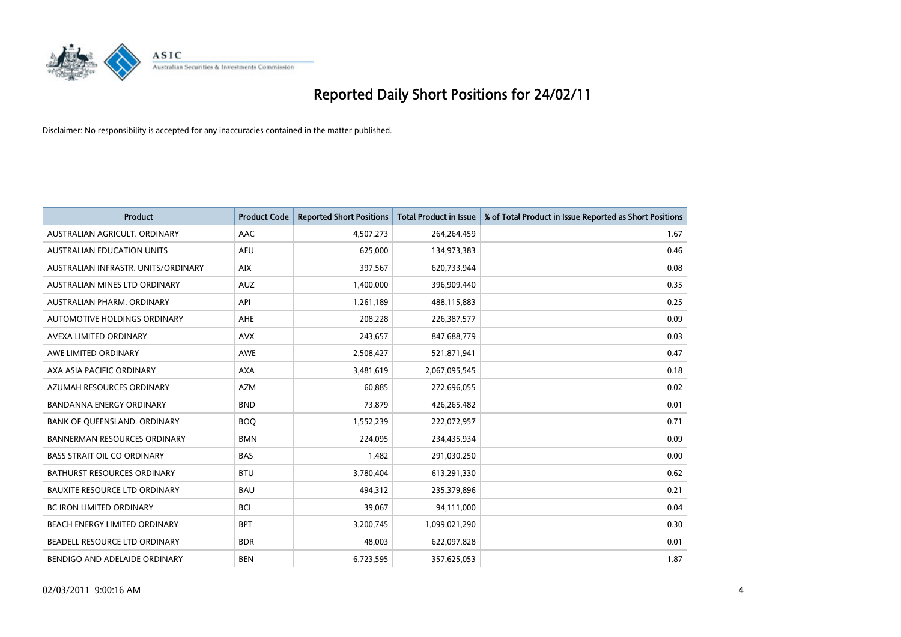# Reported Daily Short Positions for 24/02/11

Disclaimer: No responsibility is accepted for any inaccuracies contained in the matter published.

| Product | Product Code | Reported Short Positions | Total Product in Issue | % of Total Product in Issue Reported as Short Positions |
|---|---|---|---|---|
| AUSTRALIAN AGRICULT. ORDINARY | AAC | 4,507,273 | 264,264,459 | 1.67 |
| AUSTRALIAN EDUCATION UNITS | AEU | 625,000 | 134,973,383 | 0.46 |
| AUSTRALIAN INFRASTR. UNITS/ORDINARY | AIX | 397,567 | 620,733,944 | 0.08 |
| AUSTRALIAN MINES LTD ORDINARY | AUZ | 1,400,000 | 396,909,440 | 0.35 |
| AUSTRALIAN PHARM. ORDINARY | API | 1,261,189 | 488,115,883 | 0.25 |
| AUTOMOTIVE HOLDINGS ORDINARY | AHE | 208,228 | 226,387,577 | 0.09 |
| AVEXA LIMITED ORDINARY | AVX | 243,657 | 847,688,779 | 0.03 |
| AWE LIMITED ORDINARY | AWE | 2,508,427 | 521,871,941 | 0.47 |
| AXA ASIA PACIFIC ORDINARY | AXA | 3,481,619 | 2,067,095,545 | 0.18 |
| AZUMAH RESOURCES ORDINARY | AZM | 60,885 | 272,696,055 | 0.02 |
| BANDANNA ENERGY ORDINARY | BND | 73,879 | 426,265,482 | 0.01 |
| BANK OF QUEENSLAND. ORDINARY | BOQ | 1,552,239 | 222,072,957 | 0.71 |
| BANNERMAN RESOURCES ORDINARY | BMN | 224,095 | 234,435,934 | 0.09 |
| BASS STRAIT OIL CO ORDINARY | BAS | 1,482 | 291,030,250 | 0.00 |
| BATHURST RESOURCES ORDINARY | BTU | 3,780,404 | 613,291,330 | 0.62 |
| BAUXITE RESOURCE LTD ORDINARY | BAU | 494,312 | 235,379,896 | 0.21 |
| BC IRON LIMITED ORDINARY | BCI | 39,067 | 94,111,000 | 0.04 |
| BEACH ENERGY LIMITED ORDINARY | BPT | 3,200,745 | 1,099,021,290 | 0.30 |
| BEADELL RESOURCE LTD ORDINARY | BDR | 48,003 | 622,097,828 | 0.01 |
| BENDIGO AND ADELAIDE ORDINARY | BEN | 6,723,595 | 357,625,053 | 1.87 |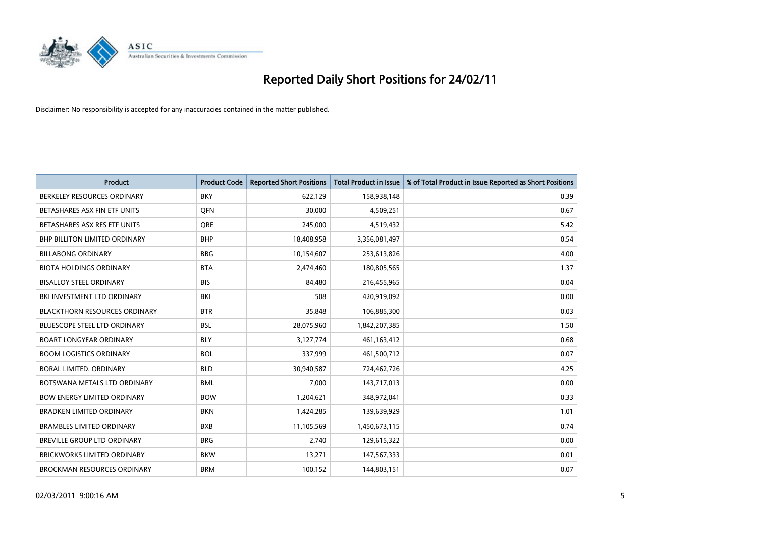# Reported Daily Short Positions for 24/02/11

Disclaimer: No responsibility is accepted for any inaccuracies contained in the matter published.

| Product | Product Code | Reported Short Positions | Total Product in Issue | % of Total Product in Issue Reported as Short Positions |
|---|---|---|---|---|
| BERKELEY RESOURCES ORDINARY | BKY | 622,129 | 158,938,148 | 0.39 |
| BETASHARES ASX FIN ETF UNITS | QFN | 30,000 | 4,509,251 | 0.67 |
| BETASHARES ASX RES ETF UNITS | QRE | 245,000 | 4,519,432 | 5.42 |
| BHP BILLITON LIMITED ORDINARY | BHP | 18,408,958 | 3,356,081,497 | 0.54 |
| BILLABONG ORDINARY | BBG | 10,154,607 | 253,613,826 | 4.00 |
| BIOTA HOLDINGS ORDINARY | BTA | 2,474,460 | 180,805,565 | 1.37 |
| BISALLOY STEEL ORDINARY | BIS | 84,480 | 216,455,965 | 0.04 |
| BKI INVESTMENT LTD ORDINARY | BKI | 508 | 420,919,092 | 0.00 |
| BLACKTHORN RESOURCES ORDINARY | BTR | 35,848 | 106,885,300 | 0.03 |
| BLUESCOPE STEEL LTD ORDINARY | BSL | 28,075,960 | 1,842,207,385 | 1.50 |
| BOART LONGYEAR ORDINARY | BLY | 3,127,774 | 461,163,412 | 0.68 |
| BOOM LOGISTICS ORDINARY | BOL | 337,999 | 461,500,712 | 0.07 |
| BORAL LIMITED. ORDINARY | BLD | 30,940,587 | 724,462,726 | 4.25 |
| BOTSWANA METALS LTD ORDINARY | BML | 7,000 | 143,717,013 | 0.00 |
| BOW ENERGY LIMITED ORDINARY | BOW | 1,204,621 | 348,972,041 | 0.33 |
| BRADKEN LIMITED ORDINARY | BKN | 1,424,285 | 139,639,929 | 1.01 |
| BRAMBLES LIMITED ORDINARY | BXB | 11,105,569 | 1,450,673,115 | 0.74 |
| BREVILLE GROUP LTD ORDINARY | BRG | 2,740 | 129,615,322 | 0.00 |
| BRICKWORKS LIMITED ORDINARY | BKW | 13,271 | 147,567,333 | 0.01 |
| BROCKMAN RESOURCES ORDINARY | BRM | 100,152 | 144,803,151 | 0.07 |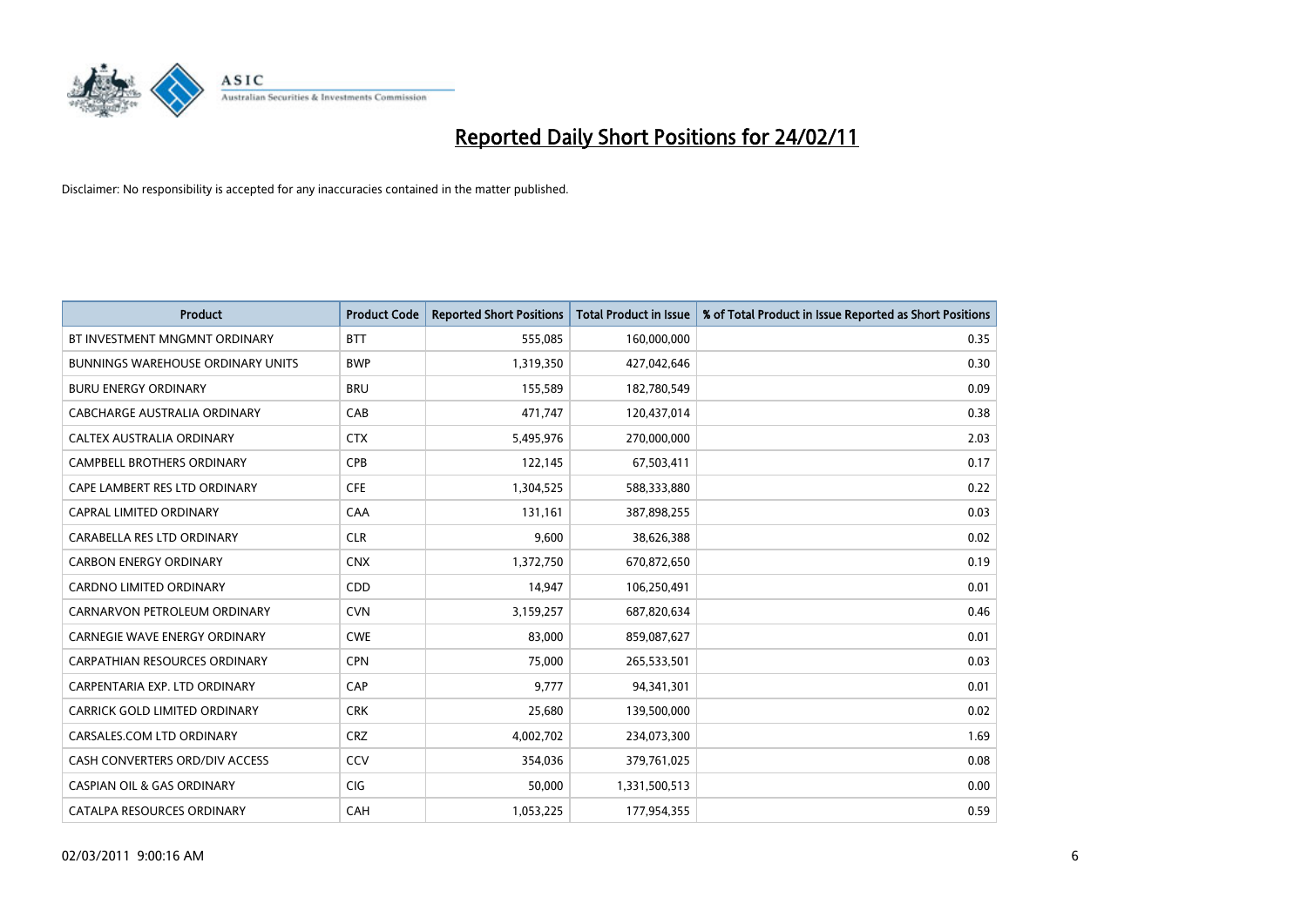# Reported Daily Short Positions for 24/02/11

Disclaimer: No responsibility is accepted for any inaccuracies contained in the matter published.

| Product | Product Code | Reported Short Positions | Total Product in Issue | % of Total Product in Issue Reported as Short Positions |
|---|---|---|---|---|
| BT INVESTMENT MNGMNT ORDINARY | BTT | 555,085 | 160,000,000 | 0.35 |
| BUNNINGS WAREHOUSE ORDINARY UNITS | BWP | 1,319,350 | 427,042,646 | 0.30 |
| BURU ENERGY ORDINARY | BRU | 155,589 | 182,780,549 | 0.09 |
| CABCHARGE AUSTRALIA ORDINARY | CAB | 471,747 | 120,437,014 | 0.38 |
| CALTEX AUSTRALIA ORDINARY | CTX | 5,495,976 | 270,000,000 | 2.03 |
| CAMPBELL BROTHERS ORDINARY | CPB | 122,145 | 67,503,411 | 0.17 |
| CAPE LAMBERT RES LTD ORDINARY | CFE | 1,304,525 | 588,333,880 | 0.22 |
| CAPRAL LIMITED ORDINARY | CAA | 131,161 | 387,898,255 | 0.03 |
| CARABELLA RES LTD ORDINARY | CLR | 9,600 | 38,626,388 | 0.02 |
| CARBON ENERGY ORDINARY | CNX | 1,372,750 | 670,872,650 | 0.19 |
| CARDNO LIMITED ORDINARY | CDD | 14,947 | 106,250,491 | 0.01 |
| CARNARVON PETROLEUM ORDINARY | CVN | 3,159,257 | 687,820,634 | 0.46 |
| CARNEGIE WAVE ENERGY ORDINARY | CWE | 83,000 | 859,087,627 | 0.01 |
| CARPATHIAN RESOURCES ORDINARY | CPN | 75,000 | 265,533,501 | 0.03 |
| CARPENTARIA EXP. LTD ORDINARY | CAP | 9,777 | 94,341,301 | 0.01 |
| CARRICK GOLD LIMITED ORDINARY | CRK | 25,680 | 139,500,000 | 0.02 |
| CARSALES.COM LTD ORDINARY | CRZ | 4,002,702 | 234,073,300 | 1.69 |
| CASH CONVERTERS ORD/DIV ACCESS | CCV | 354,036 | 379,761,025 | 0.08 |
| CASPIAN OIL & GAS ORDINARY | CIG | 50,000 | 1,331,500,513 | 0.00 |
| CATALPA RESOURCES ORDINARY | CAH | 1,053,225 | 177,954,355 | 0.59 |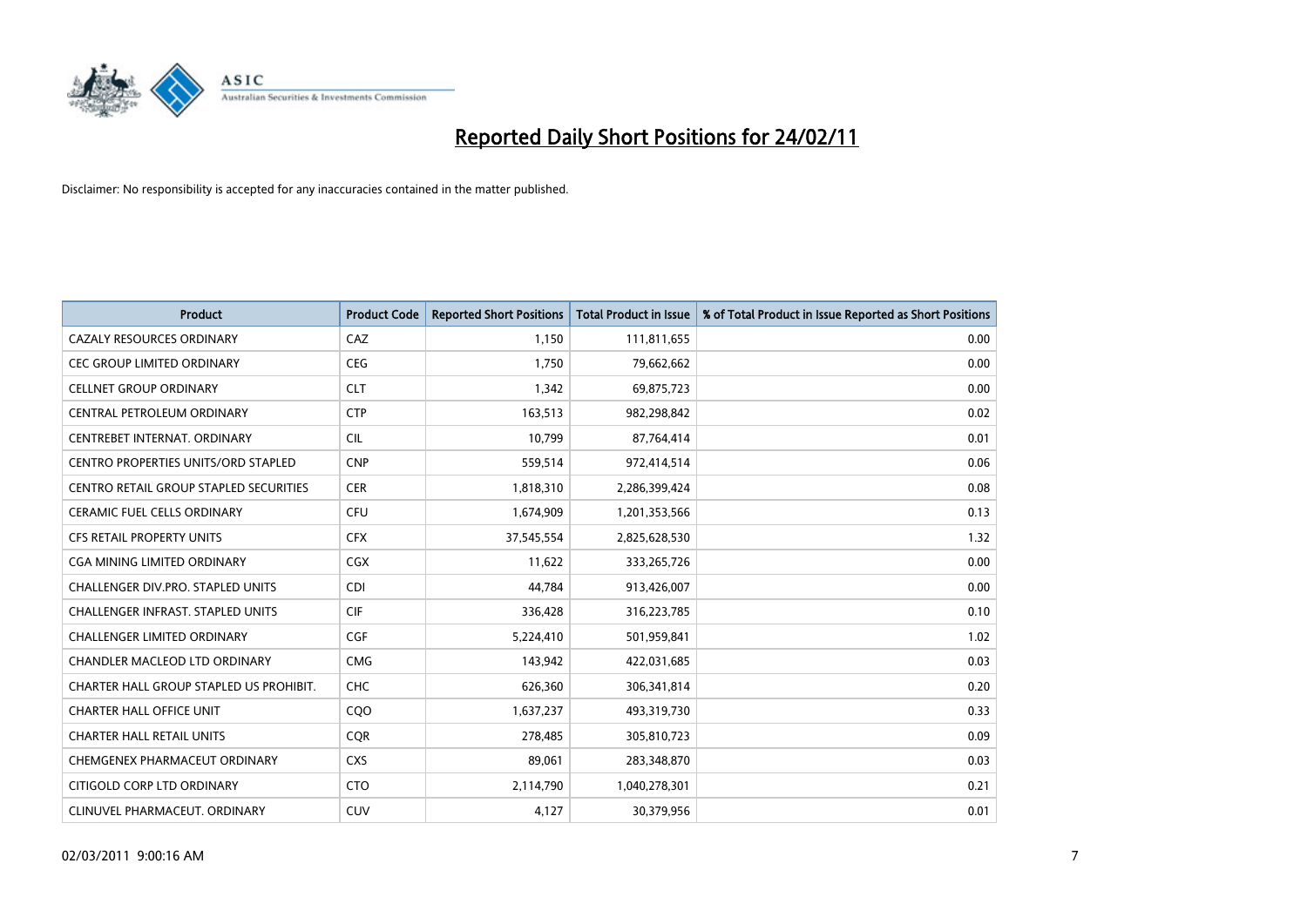# Reported Daily Short Positions for 24/02/11

Disclaimer: No responsibility is accepted for any inaccuracies contained in the matter published.

| Product | Product Code | Reported Short Positions | Total Product in Issue | % of Total Product in Issue Reported as Short Positions |
|---|---|---|---|---|
| CAZALY RESOURCES ORDINARY | CAZ | 1,150 | 111,811,655 | 0.00 |
| CEC GROUP LIMITED ORDINARY | CEG | 1,750 | 79,662,662 | 0.00 |
| CELLNET GROUP ORDINARY | CLT | 1,342 | 69,875,723 | 0.00 |
| CENTRAL PETROLEUM ORDINARY | CTP | 163,513 | 982,298,842 | 0.02 |
| CENTREBET INTERNAT. ORDINARY | CIL | 10,799 | 87,764,414 | 0.01 |
| CENTRO PROPERTIES UNITS/ORD STAPLED | CNP | 559,514 | 972,414,514 | 0.06 |
| CENTRO RETAIL GROUP STAPLED SECURITIES | CER | 1,818,310 | 2,286,399,424 | 0.08 |
| CERAMIC FUEL CELLS ORDINARY | CFU | 1,674,909 | 1,201,353,566 | 0.13 |
| CFS RETAIL PROPERTY UNITS | CFX | 37,545,554 | 2,825,628,530 | 1.32 |
| CGA MINING LIMITED ORDINARY | CGX | 11,622 | 333,265,726 | 0.00 |
| CHALLENGER DIV.PRO. STAPLED UNITS | CDI | 44,784 | 913,426,007 | 0.00 |
| CHALLENGER INFRAST. STAPLED UNITS | CIF | 336,428 | 316,223,785 | 0.10 |
| CHALLENGER LIMITED ORDINARY | CGF | 5,224,410 | 501,959,841 | 1.02 |
| CHANDLER MACLEOD LTD ORDINARY | CMG | 143,942 | 422,031,685 | 0.03 |
| CHARTER HALL GROUP STAPLED US PROHIBIT. | CHC | 626,360 | 306,341,814 | 0.20 |
| CHARTER HALL OFFICE UNIT | CQO | 1,637,237 | 493,319,730 | 0.33 |
| CHARTER HALL RETAIL UNITS | CQR | 278,485 | 305,810,723 | 0.09 |
| CHEMGENEX PHARMACEUT ORDINARY | CXS | 89,061 | 283,348,870 | 0.03 |
| CITIGOLD CORP LTD ORDINARY | CTO | 2,114,790 | 1,040,278,301 | 0.21 |
| CLINUVEL PHARMACEUT. ORDINARY | CUV | 4,127 | 30,379,956 | 0.01 |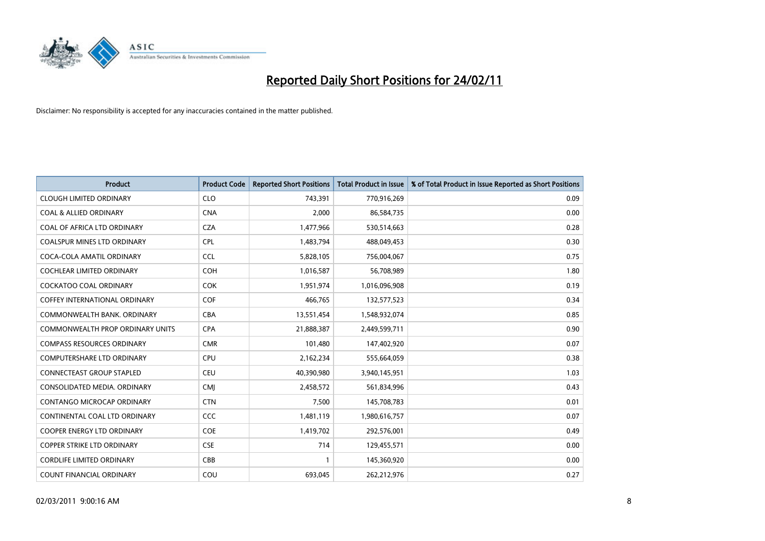# Reported Daily Short Positions for 24/02/11

Disclaimer: No responsibility is accepted for any inaccuracies contained in the matter published.

| Product | Product Code | Reported Short Positions | Total Product in Issue | % of Total Product in Issue Reported as Short Positions |
|---|---|---|---|---|
| CLOUGH LIMITED ORDINARY | CLO | 743,391 | 770,916,269 | 0.09 |
| COAL & ALLIED ORDINARY | CNA | 2,000 | 86,584,735 | 0.00 |
| COAL OF AFRICA LTD ORDINARY | CZA | 1,477,966 | 530,514,663 | 0.28 |
| COALSPUR MINES LTD ORDINARY | CPL | 1,483,794 | 488,049,453 | 0.30 |
| COCA-COLA AMATIL ORDINARY | CCL | 5,828,105 | 756,004,067 | 0.75 |
| COCHLEAR LIMITED ORDINARY | COH | 1,016,587 | 56,708,989 | 1.80 |
| COCKATOO COAL ORDINARY | COK | 1,951,974 | 1,016,096,908 | 0.19 |
| COFFEY INTERNATIONAL ORDINARY | COF | 466,765 | 132,577,523 | 0.34 |
| COMMONWEALTH BANK. ORDINARY | CBA | 13,551,454 | 1,548,932,074 | 0.85 |
| COMMONWEALTH PROP ORDINARY UNITS | CPA | 21,888,387 | 2,449,599,711 | 0.90 |
| COMPASS RESOURCES ORDINARY | CMR | 101,480 | 147,402,920 | 0.07 |
| COMPUTERSHARE LTD ORDINARY | CPU | 2,162,234 | 555,664,059 | 0.38 |
| CONNECTEAST GROUP STAPLED | CEU | 40,390,980 | 3,940,145,951 | 1.03 |
| CONSOLIDATED MEDIA. ORDINARY | CMJ | 2,458,572 | 561,834,996 | 0.43 |
| CONTANGO MICROCAP ORDINARY | CTN | 7,500 | 145,708,783 | 0.01 |
| CONTINENTAL COAL LTD ORDINARY | CCC | 1,481,119 | 1,980,616,757 | 0.07 |
| COOPER ENERGY LTD ORDINARY | COE | 1,419,702 | 292,576,001 | 0.49 |
| COPPER STRIKE LTD ORDINARY | CSE | 714 | 129,455,571 | 0.00 |
| CORDLIFE LIMITED ORDINARY | CBB | 1 | 145,360,920 | 0.00 |
| COUNT FINANCIAL ORDINARY | COU | 693,045 | 262,212,976 | 0.27 |

02/03/2011 9:00:16 AM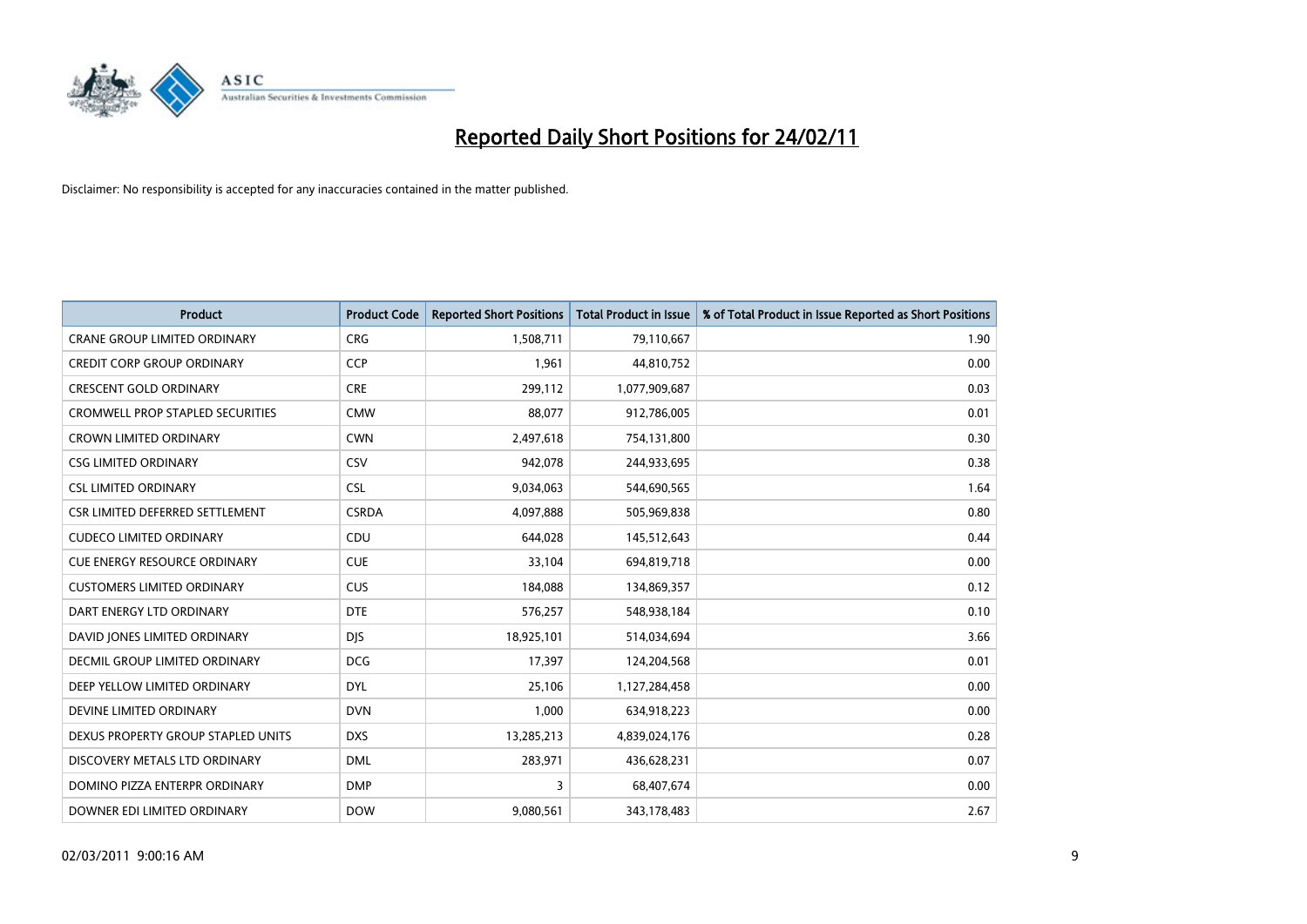# Reported Daily Short Positions for 24/02/11

Disclaimer: No responsibility is accepted for any inaccuracies contained in the matter published.

| Product | Product Code | Reported Short Positions | Total Product in Issue | % of Total Product in Issue Reported as Short Positions |
|---|---|---|---|---|
| CRANE GROUP LIMITED ORDINARY | CRG | 1,508,711 | 79,110,667 | 1.90 |
| CREDIT CORP GROUP ORDINARY | CCP | 1,961 | 44,810,752 | 0.00 |
| CRESCENT GOLD ORDINARY | CRE | 299,112 | 1,077,909,687 | 0.03 |
| CROMWELL PROP STAPLED SECURITIES | CMW | 88,077 | 912,786,005 | 0.01 |
| CROWN LIMITED ORDINARY | CWN | 2,497,618 | 754,131,800 | 0.30 |
| CSG LIMITED ORDINARY | CSV | 942,078 | 244,933,695 | 0.38 |
| CSL LIMITED ORDINARY | CSL | 9,034,063 | 544,690,565 | 1.64 |
| CSR LIMITED DEFERRED SETTLEMENT | CSRDA | 4,097,888 | 505,969,838 | 0.80 |
| CUDECO LIMITED ORDINARY | CDU | 644,028 | 145,512,643 | 0.44 |
| CUE ENERGY RESOURCE ORDINARY | CUE | 33,104 | 694,819,718 | 0.00 |
| CUSTOMERS LIMITED ORDINARY | CUS | 184,088 | 134,869,357 | 0.12 |
| DART ENERGY LTD ORDINARY | DTE | 576,257 | 548,938,184 | 0.10 |
| DAVID JONES LIMITED ORDINARY | DJS | 18,925,101 | 514,034,694 | 3.66 |
| DECMIL GROUP LIMITED ORDINARY | DCG | 17,397 | 124,204,568 | 0.01 |
| DEEP YELLOW LIMITED ORDINARY | DYL | 25,106 | 1,127,284,458 | 0.00 |
| DEVINE LIMITED ORDINARY | DVN | 1,000 | 634,918,223 | 0.00 |
| DEXUS PROPERTY GROUP STAPLED UNITS | DXS | 13,285,213 | 4,839,024,176 | 0.28 |
| DISCOVERY METALS LTD ORDINARY | DML | 283,971 | 436,628,231 | 0.07 |
| DOMINO PIZZA ENTERPR ORDINARY | DMP | 3 | 68,407,674 | 0.00 |
| DOWNER EDI LIMITED ORDINARY | DOW | 9,080,561 | 343,178,483 | 2.67 |

02/03/2011 9:00:16 AM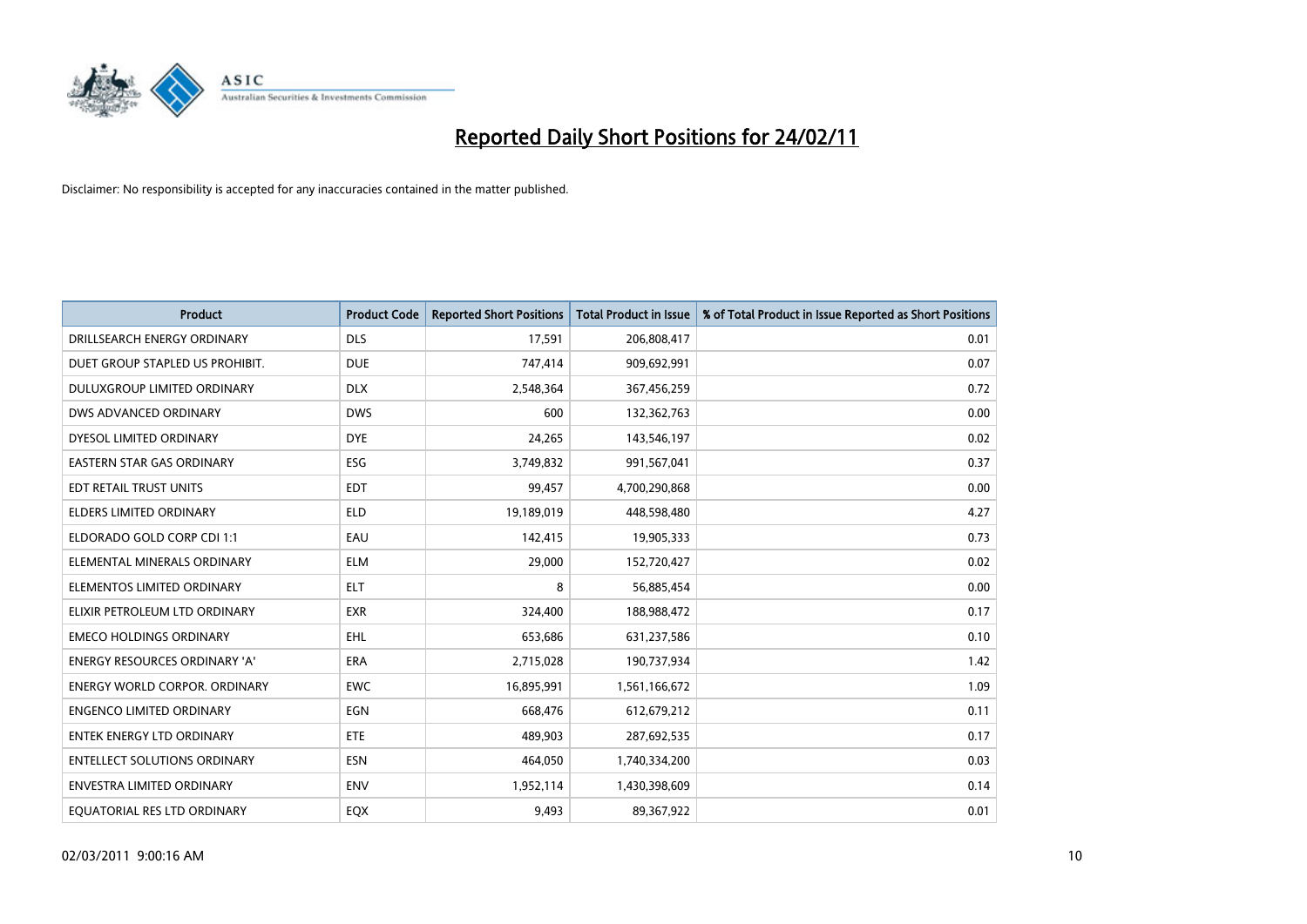# Reported Daily Short Positions for 24/02/11

Disclaimer: No responsibility is accepted for any inaccuracies contained in the matter published.

| Product | Product Code | Reported Short Positions | Total Product in Issue | % of Total Product in Issue Reported as Short Positions |
|---|---|---|---|---|
| DRILLSEARCH ENERGY ORDINARY | DLS | 17,591 | 206,808,417 | 0.01 |
| DUET GROUP STAPLED US PROHIBIT. | DUE | 747,414 | 909,692,991 | 0.07 |
| DULUXGROUP LIMITED ORDINARY | DLX | 2,548,364 | 367,456,259 | 0.72 |
| DWS ADVANCED ORDINARY | DWS | 600 | 132,362,763 | 0.00 |
| DYESOL LIMITED ORDINARY | DYE | 24,265 | 143,546,197 | 0.02 |
| EASTERN STAR GAS ORDINARY | ESG | 3,749,832 | 991,567,041 | 0.37 |
| EDT RETAIL TRUST UNITS | EDT | 99,457 | 4,700,290,868 | 0.00 |
| ELDERS LIMITED ORDINARY | ELD | 19,189,019 | 448,598,480 | 4.27 |
| ELDORADO GOLD CORP CDI 1:1 | EAU | 142,415 | 19,905,333 | 0.73 |
| ELEMENTAL MINERALS ORDINARY | ELM | 29,000 | 152,720,427 | 0.02 |
| ELEMENTOS LIMITED ORDINARY | ELT | 8 | 56,885,454 | 0.00 |
| ELIXIR PETROLEUM LTD ORDINARY | EXR | 324,400 | 188,988,472 | 0.17 |
| EMECO HOLDINGS ORDINARY | EHL | 653,686 | 631,237,586 | 0.10 |
| ENERGY RESOURCES ORDINARY 'A' | ERA | 2,715,028 | 190,737,934 | 1.42 |
| ENERGY WORLD CORPOR. ORDINARY | EWC | 16,895,991 | 1,561,166,672 | 1.09 |
| ENGENCO LIMITED ORDINARY | EGN | 668,476 | 612,679,212 | 0.11 |
| ENTEK ENERGY LTD ORDINARY | ETE | 489,903 | 287,692,535 | 0.17 |
| ENTELLECT SOLUTIONS ORDINARY | ESN | 464,050 | 1,740,334,200 | 0.03 |
| ENVESTRA LIMITED ORDINARY | ENV | 1,952,114 | 1,430,398,609 | 0.14 |
| EQUATORIAL RES LTD ORDINARY | EQX | 9,493 | 89,367,922 | 0.01 |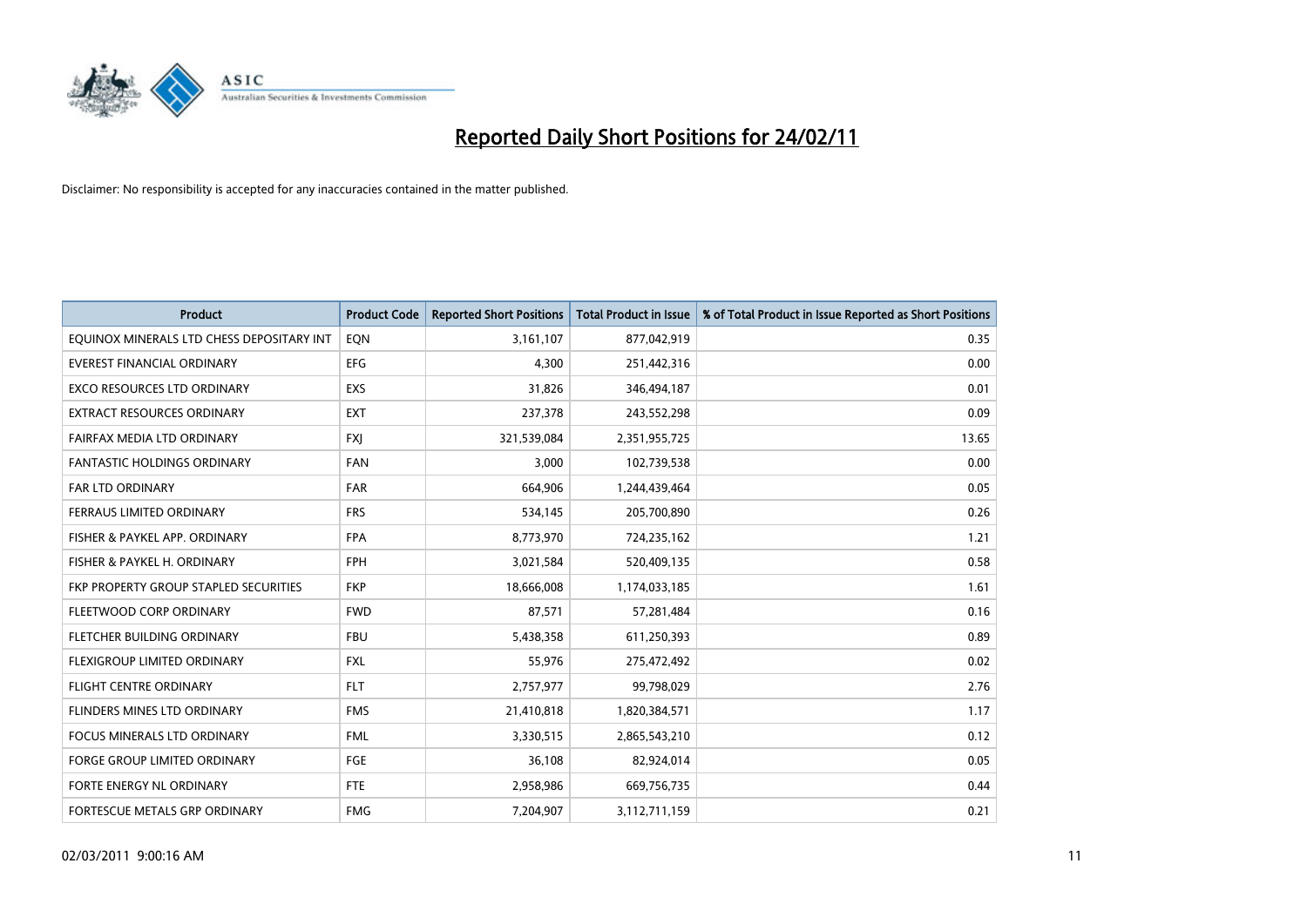# Reported Daily Short Positions for 24/02/11

Disclaimer: No responsibility is accepted for any inaccuracies contained in the matter published.

| Product | Product Code | Reported Short Positions | Total Product in Issue | % of Total Product in Issue Reported as Short Positions |
|---|---|---|---|---|
| EQUINOX MINERALS LTD CHESS DEPOSITARY INT | EQN | 3,161,107 | 877,042,919 | 0.35 |
| EVEREST FINANCIAL ORDINARY | EFG | 4,300 | 251,442,316 | 0.00 |
| EXCO RESOURCES LTD ORDINARY | EXS | 31,826 | 346,494,187 | 0.01 |
| EXTRACT RESOURCES ORDINARY | EXT | 237,378 | 243,552,298 | 0.09 |
| FAIRFAX MEDIA LTD ORDINARY | FXJ | 321,539,084 | 2,351,955,725 | 13.65 |
| FANTASTIC HOLDINGS ORDINARY | FAN | 3,000 | 102,739,538 | 0.00 |
| FAR LTD ORDINARY | FAR | 664,906 | 1,244,439,464 | 0.05 |
| FERRAUS LIMITED ORDINARY | FRS | 534,145 | 205,700,890 | 0.26 |
| FISHER & PAYKEL APP. ORDINARY | FPA | 8,773,970 | 724,235,162 | 1.21 |
| FISHER & PAYKEL H. ORDINARY | FPH | 3,021,584 | 520,409,135 | 0.58 |
| FKP PROPERTY GROUP STAPLED SECURITIES | FKP | 18,666,008 | 1,174,033,185 | 1.61 |
| FLEETWOOD CORP ORDINARY | FWD | 87,571 | 57,281,484 | 0.16 |
| FLETCHER BUILDING ORDINARY | FBU | 5,438,358 | 611,250,393 | 0.89 |
| FLEXIGROUP LIMITED ORDINARY | FXL | 55,976 | 275,472,492 | 0.02 |
| FLIGHT CENTRE ORDINARY | FLT | 2,757,977 | 99,798,029 | 2.76 |
| FLINDERS MINES LTD ORDINARY | FMS | 21,410,818 | 1,820,384,571 | 1.17 |
| FOCUS MINERALS LTD ORDINARY | FML | 3,330,515 | 2,865,543,210 | 0.12 |
| FORGE GROUP LIMITED ORDINARY | FGE | 36,108 | 82,924,014 | 0.05 |
| FORTE ENERGY NL ORDINARY | FTE | 2,958,986 | 669,756,735 | 0.44 |
| FORTESCUE METALS GRP ORDINARY | FMG | 7,204,907 | 3,112,711,159 | 0.21 |

02/03/2011 9:00:16 AM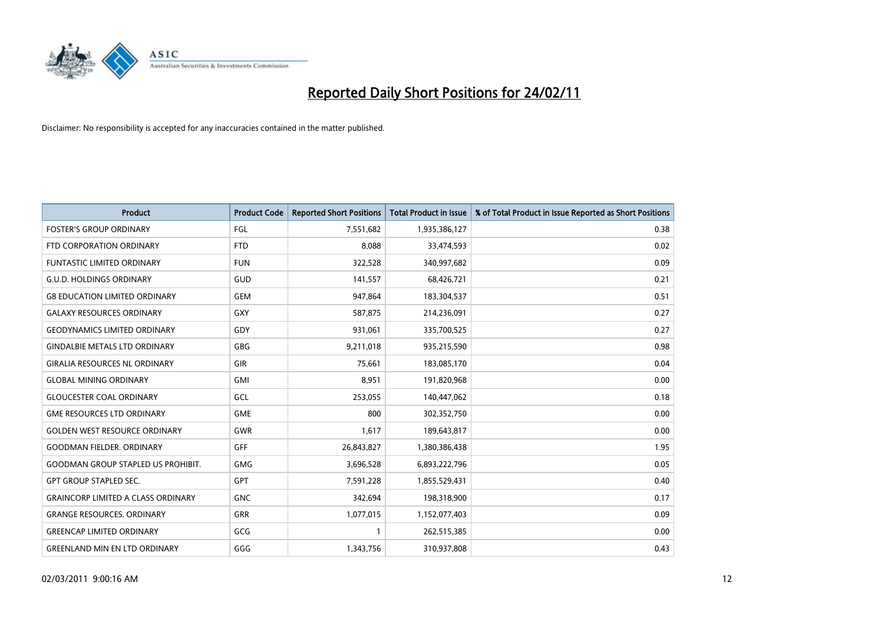# Reported Daily Short Positions for 24/02/11

Disclaimer: No responsibility is accepted for any inaccuracies contained in the matter published.

| Product | Product Code | Reported Short Positions | Total Product in Issue | % of Total Product in Issue Reported as Short Positions |
|---|---|---|---|---|
| FOSTER'S GROUP ORDINARY | FGL | 7,551,682 | 1,935,386,127 | 0.38 |
| FTD CORPORATION ORDINARY | FTD | 8,088 | 33,474,593 | 0.02 |
| FUNTASTIC LIMITED ORDINARY | FUN | 322,528 | 340,997,682 | 0.09 |
| G.U.D. HOLDINGS ORDINARY | GUD | 141,557 | 68,426,721 | 0.21 |
| G8 EDUCATION LIMITED ORDINARY | GEM | 947,864 | 183,304,537 | 0.51 |
| GALAXY RESOURCES ORDINARY | GXY | 587,875 | 214,236,091 | 0.27 |
| GEODYNAMICS LIMITED ORDINARY | GDY | 931,061 | 335,700,525 | 0.27 |
| GINDALBIE METALS LTD ORDINARY | GBG | 9,211,018 | 935,215,590 | 0.98 |
| GIRALIA RESOURCES NL ORDINARY | GIR | 75,661 | 183,085,170 | 0.04 |
| GLOBAL MINING ORDINARY | GMI | 8,951 | 191,820,968 | 0.00 |
| GLOUCESTER COAL ORDINARY | GCL | 253,055 | 140,447,062 | 0.18 |
| GME RESOURCES LTD ORDINARY | GME | 800 | 302,352,750 | 0.00 |
| GOLDEN WEST RESOURCE ORDINARY | GWR | 1,617 | 189,643,817 | 0.00 |
| GOODMAN FIELDER. ORDINARY | GFF | 26,843,827 | 1,380,386,438 | 1.95 |
| GOODMAN GROUP STAPLED US PROHIBIT. | GMG | 3,696,528 | 6,893,222,796 | 0.05 |
| GPT GROUP STAPLED SEC. | GPT | 7,591,228 | 1,855,529,431 | 0.40 |
| GRAINCORP LIMITED A CLASS ORDINARY | GNC | 342,694 | 198,318,900 | 0.17 |
| GRANGE RESOURCES. ORDINARY | GRR | 1,077,015 | 1,152,077,403 | 0.09 |
| GREENCAP LIMITED ORDINARY | GCG | 1 | 262,515,385 | 0.00 |
| GREENLAND MIN EN LTD ORDINARY | GGG | 1,343,756 | 310,937,808 | 0.43 |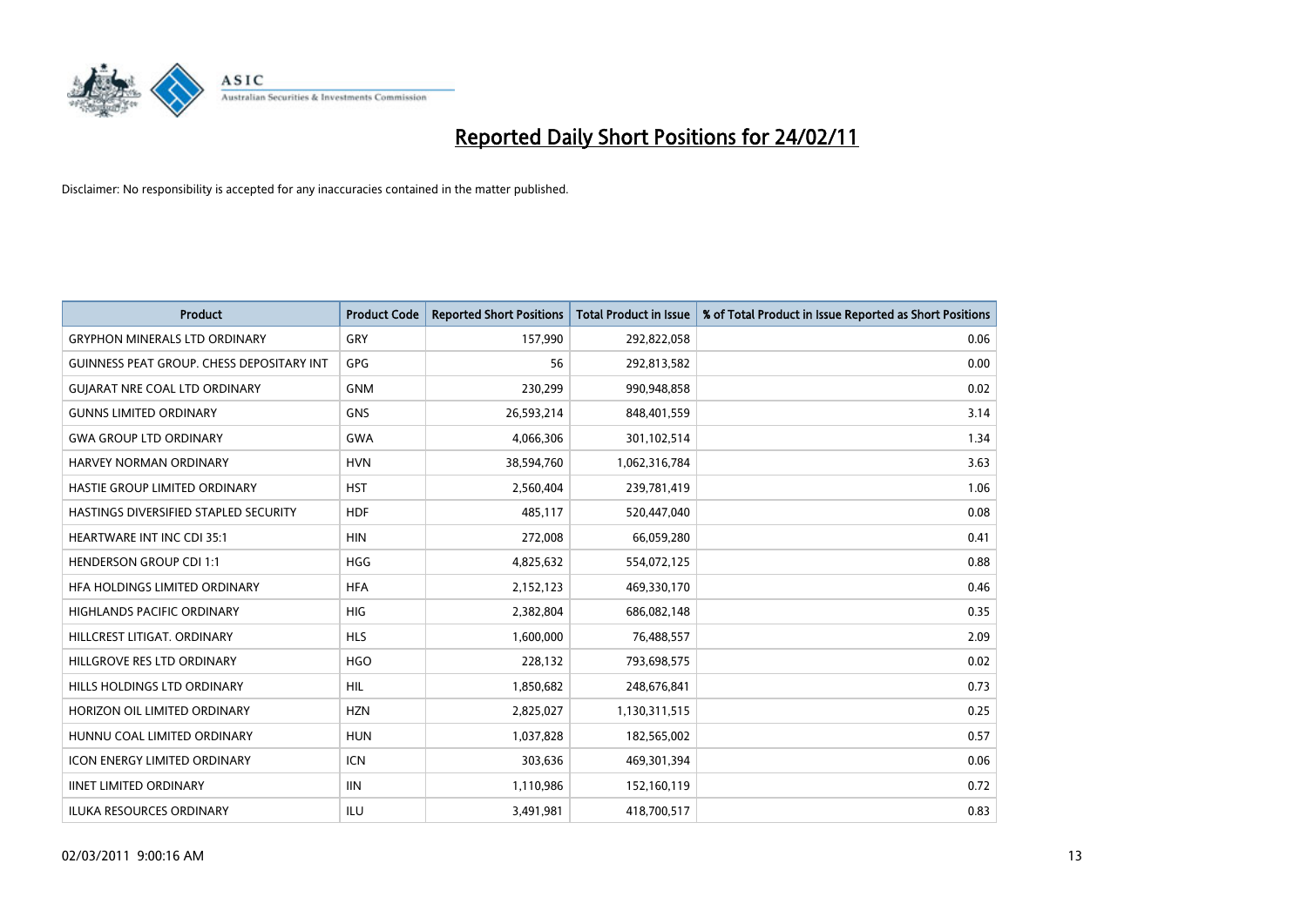# Reported Daily Short Positions for 24/02/11

Disclaimer: No responsibility is accepted for any inaccuracies contained in the matter published.

| Product | Product Code | Reported Short Positions | Total Product in Issue | % of Total Product in Issue Reported as Short Positions |
|---|---|---|---|---|
| GRYPHON MINERALS LTD ORDINARY | GRY | 157,990 | 292,822,058 | 0.06 |
| GUINNESS PEAT GROUP. CHESS DEPOSITARY INT | GPG | 56 | 292,813,582 | 0.00 |
| GUJARAT NRE COAL LTD ORDINARY | GNM | 230,299 | 990,948,858 | 0.02 |
| GUNNS LIMITED ORDINARY | GNS | 26,593,214 | 848,401,559 | 3.14 |
| GWA GROUP LTD ORDINARY | GWA | 4,066,306 | 301,102,514 | 1.34 |
| HARVEY NORMAN ORDINARY | HVN | 38,594,760 | 1,062,316,784 | 3.63 |
| HASTIE GROUP LIMITED ORDINARY | HST | 2,560,404 | 239,781,419 | 1.06 |
| HASTINGS DIVERSIFIED STAPLED SECURITY | HDF | 485,117 | 520,447,040 | 0.08 |
| HEARTWARE INT INC CDI 35:1 | HIN | 272,008 | 66,059,280 | 0.41 |
| HENDERSON GROUP CDI 1:1 | HGG | 4,825,632 | 554,072,125 | 0.88 |
| HFA HOLDINGS LIMITED ORDINARY | HFA | 2,152,123 | 469,330,170 | 0.46 |
| HIGHLANDS PACIFIC ORDINARY | HIG | 2,382,804 | 686,082,148 | 0.35 |
| HILLCREST LITIGAT. ORDINARY | HLS | 1,600,000 | 76,488,557 | 2.09 |
| HILLGROVE RES LTD ORDINARY | HGO | 228,132 | 793,698,575 | 0.02 |
| HILLS HOLDINGS LTD ORDINARY | HIL | 1,850,682 | 248,676,841 | 0.73 |
| HORIZON OIL LIMITED ORDINARY | HZN | 2,825,027 | 1,130,311,515 | 0.25 |
| HUNNU COAL LIMITED ORDINARY | HUN | 1,037,828 | 182,565,002 | 0.57 |
| ICON ENERGY LIMITED ORDINARY | ICN | 303,636 | 469,301,394 | 0.06 |
| IINET LIMITED ORDINARY | IIN | 1,110,986 | 152,160,119 | 0.72 |
| ILUKA RESOURCES ORDINARY | ILU | 3,491,981 | 418,700,517 | 0.83 |

02/03/2011 9:00:16 AM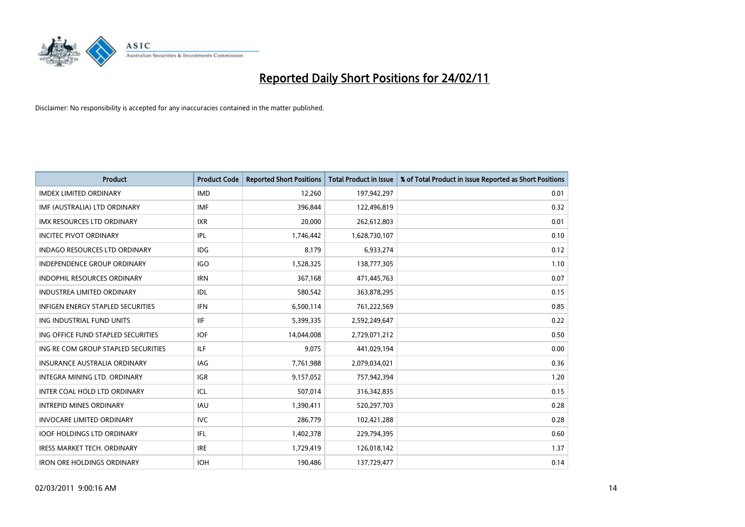# Reported Daily Short Positions for 24/02/11

Disclaimer: No responsibility is accepted for any inaccuracies contained in the matter published.

| Product | Product Code | Reported Short Positions | Total Product in Issue | % of Total Product in Issue Reported as Short Positions |
|---|---|---|---|---|
| IMDEX LIMITED ORDINARY | IMD | 12,260 | 197,942,297 | 0.01 |
| IMF (AUSTRALIA) LTD ORDINARY | IMF | 396,844 | 122,496,819 | 0.32 |
| IMX RESOURCES LTD ORDINARY | IXR | 20,000 | 262,612,803 | 0.01 |
| INCITEC PIVOT ORDINARY | IPL | 1,746,442 | 1,628,730,107 | 0.10 |
| INDAGO RESOURCES LTD ORDINARY | IDG | 8,179 | 6,933,274 | 0.12 |
| INDEPENDENCE GROUP ORDINARY | IGO | 1,528,325 | 138,777,305 | 1.10 |
| INDOPHIL RESOURCES ORDINARY | IRN | 367,168 | 471,445,763 | 0.07 |
| INDUSTREA LIMITED ORDINARY | IDL | 580,542 | 363,878,295 | 0.15 |
| INFIGEN ENERGY STAPLED SECURITIES | IFN | 6,500,114 | 761,222,569 | 0.85 |
| ING INDUSTRIAL FUND UNITS | IIF | 5,399,335 | 2,592,249,647 | 0.22 |
| ING OFFICE FUND STAPLED SECURITIES | IOF | 14,044,008 | 2,729,071,212 | 0.50 |
| ING RE COM GROUP STAPLED SECURITIES | ILF | 9,075 | 441,029,194 | 0.00 |
| INSURANCE AUSTRALIA ORDINARY | IAG | 7,761,988 | 2,079,034,021 | 0.36 |
| INTEGRA MINING LTD. ORDINARY | IGR | 9,157,052 | 757,942,394 | 1.20 |
| INTER COAL HOLD LTD ORDINARY | ICL | 507,014 | 316,342,835 | 0.15 |
| INTREPID MINES ORDINARY | IAU | 1,390,411 | 520,297,703 | 0.28 |
| INVOCARE LIMITED ORDINARY | IVC | 286,779 | 102,421,288 | 0.28 |
| IOOF HOLDINGS LTD ORDINARY | IFL | 1,402,378 | 229,794,395 | 0.60 |
| IRESS MARKET TECH. ORDINARY | IRE | 1,729,419 | 126,018,142 | 1.37 |
| IRON ORE HOLDINGS ORDINARY | IOH | 190,486 | 137,729,477 | 0.14 |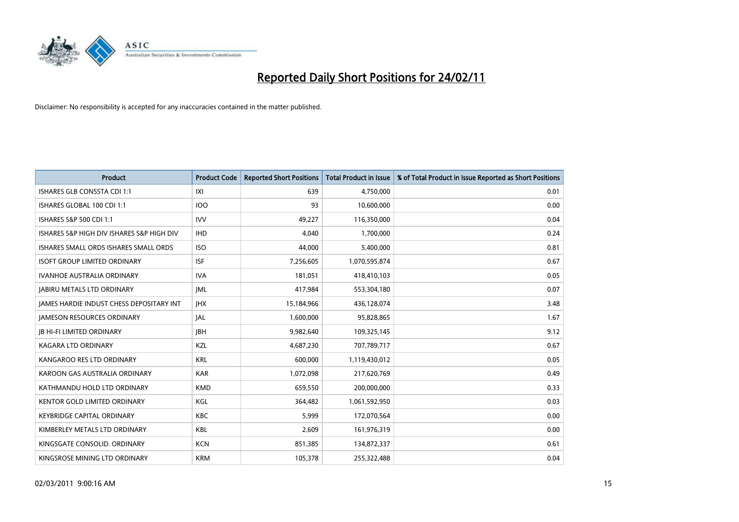# Reported Daily Short Positions for 24/02/11

Disclaimer: No responsibility is accepted for any inaccuracies contained in the matter published.

| Product | Product Code | Reported Short Positions | Total Product in Issue | % of Total Product in Issue Reported as Short Positions |
|---|---|---|---|---|
| ISHARES GLB CONSSTA CDI 1:1 | IXI | 639 | 4,750,000 | 0.01 |
| ISHARES GLOBAL 100 CDI 1:1 | IOO | 93 | 10,600,000 | 0.00 |
| ISHARES S&P 500 CDI 1:1 | IVV | 49,227 | 116,350,000 | 0.04 |
| ISHARES S&P HIGH DIV ISHARES S&P HIGH DIV | IHD | 4,040 | 1,700,000 | 0.24 |
| ISHARES SMALL ORDS ISHARES SMALL ORDS | ISO | 44,000 | 5,400,000 | 0.81 |
| ISOFT GROUP LIMITED ORDINARY | ISF | 7,256,605 | 1,070,595,874 | 0.67 |
| IVANHOE AUSTRALIA ORDINARY | IVA | 181,051 | 418,410,103 | 0.05 |
| JABIRU METALS LTD ORDINARY | JML | 417,984 | 553,304,180 | 0.07 |
| JAMES HARDIE INDUST CHESS DEPOSITARY INT | JHX | 15,184,966 | 436,128,074 | 3.48 |
| JAMESON RESOURCES ORDINARY | JAL | 1,600,000 | 95,828,865 | 1.67 |
| JB HI-FI LIMITED ORDINARY | JBH | 9,982,640 | 109,325,145 | 9.12 |
| KAGARA LTD ORDINARY | KZL | 4,687,230 | 707,789,717 | 0.67 |
| KANGAROO RES LTD ORDINARY | KRL | 600,000 | 1,119,430,012 | 0.05 |
| KAROON GAS AUSTRALIA ORDINARY | KAR | 1,072,098 | 217,620,769 | 0.49 |
| KATHMANDU HOLD LTD ORDINARY | KMD | 659,550 | 200,000,000 | 0.33 |
| KENTOR GOLD LIMITED ORDINARY | KGL | 364,482 | 1,061,592,950 | 0.03 |
| KEYBRIDGE CAPITAL ORDINARY | KBC | 5,999 | 172,070,564 | 0.00 |
| KIMBERLEY METALS LTD ORDINARY | KBL | 2,609 | 161,976,319 | 0.00 |
| KINGSGATE CONSOLID. ORDINARY | KCN | 851,385 | 134,872,337 | 0.61 |
| KINGSROSE MINING LTD ORDINARY | KRM | 105,378 | 255,322,488 | 0.04 |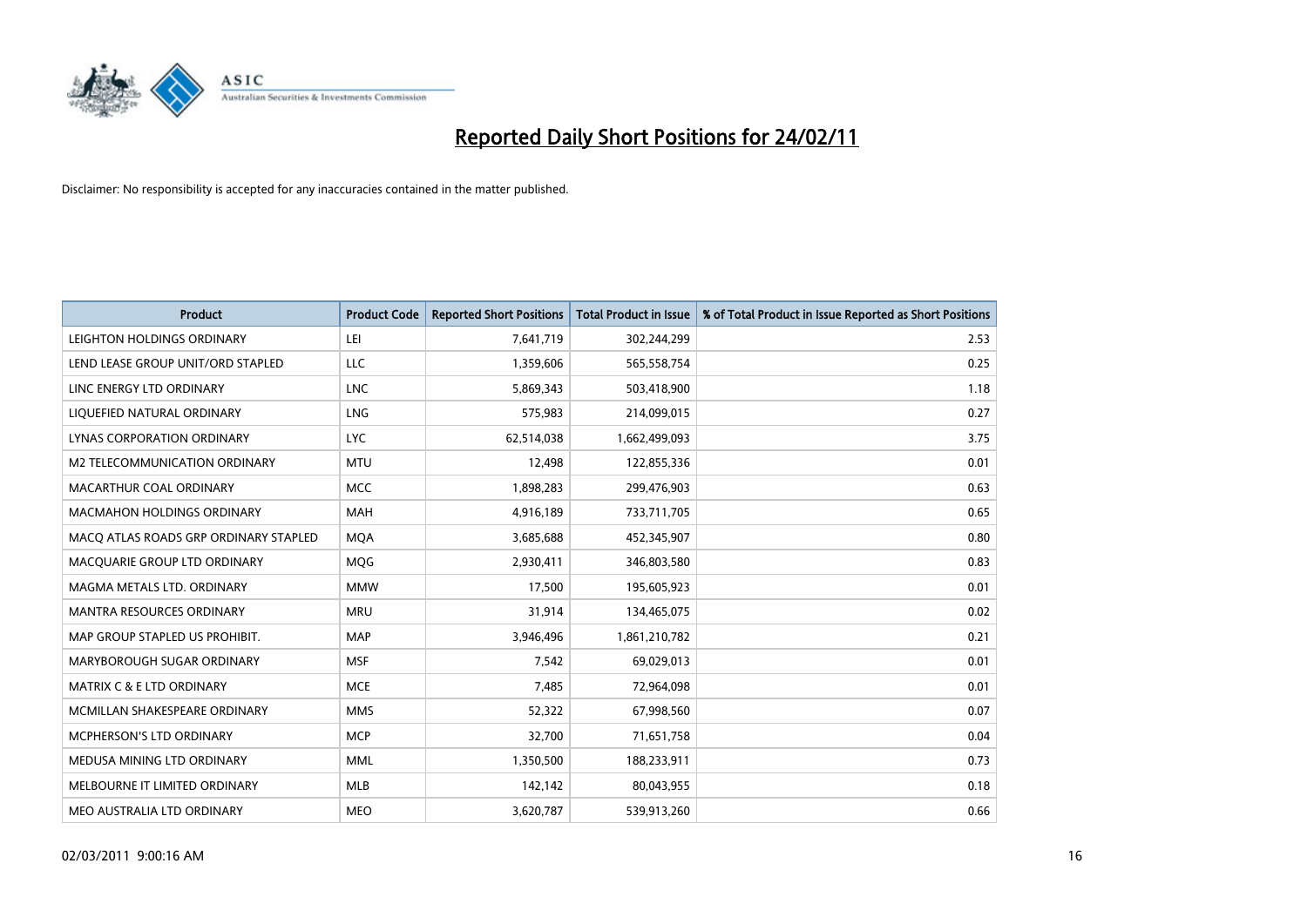# Reported Daily Short Positions for 24/02/11

Disclaimer: No responsibility is accepted for any inaccuracies contained in the matter published.

| Product | Product Code | Reported Short Positions | Total Product in Issue | % of Total Product in Issue Reported as Short Positions |
|---|---|---|---|---|
| LEIGHTON HOLDINGS ORDINARY | LEI | 7,641,719 | 302,244,299 | 2.53 |
| LEND LEASE GROUP UNIT/ORD STAPLED | LLC | 1,359,606 | 565,558,754 | 0.25 |
| LINC ENERGY LTD ORDINARY | LNC | 5,869,343 | 503,418,900 | 1.18 |
| LIQUEFIED NATURAL ORDINARY | LNG | 575,983 | 214,099,015 | 0.27 |
| LYNAS CORPORATION ORDINARY | LYC | 62,514,038 | 1,662,499,093 | 3.75 |
| M2 TELECOMMUNICATION ORDINARY | MTU | 12,498 | 122,855,336 | 0.01 |
| MACARTHUR COAL ORDINARY | MCC | 1,898,283 | 299,476,903 | 0.63 |
| MACMAHON HOLDINGS ORDINARY | MAH | 4,916,189 | 733,711,705 | 0.65 |
| MACQ ATLAS ROADS GRP ORDINARY STAPLED | MQA | 3,685,688 | 452,345,907 | 0.80 |
| MACQUARIE GROUP LTD ORDINARY | MQG | 2,930,411 | 346,803,580 | 0.83 |
| MAGMA METALS LTD. ORDINARY | MMW | 17,500 | 195,605,923 | 0.01 |
| MANTRA RESOURCES ORDINARY | MRU | 31,914 | 134,465,075 | 0.02 |
| MAP GROUP STAPLED US PROHIBIT. | MAP | 3,946,496 | 1,861,210,782 | 0.21 |
| MARYBOROUGH SUGAR ORDINARY | MSF | 7,542 | 69,029,013 | 0.01 |
| MATRIX C & E LTD ORDINARY | MCE | 7,485 | 72,964,098 | 0.01 |
| MCMILLAN SHAKESPEARE ORDINARY | MMS | 52,322 | 67,998,560 | 0.07 |
| MCPHERSON'S LTD ORDINARY | MCP | 32,700 | 71,651,758 | 0.04 |
| MEDUSA MINING LTD ORDINARY | MML | 1,350,500 | 188,233,911 | 0.73 |
| MELBOURNE IT LIMITED ORDINARY | MLB | 142,142 | 80,043,955 | 0.18 |
| MEO AUSTRALIA LTD ORDINARY | MEO | 3,620,787 | 539,913,260 | 0.66 |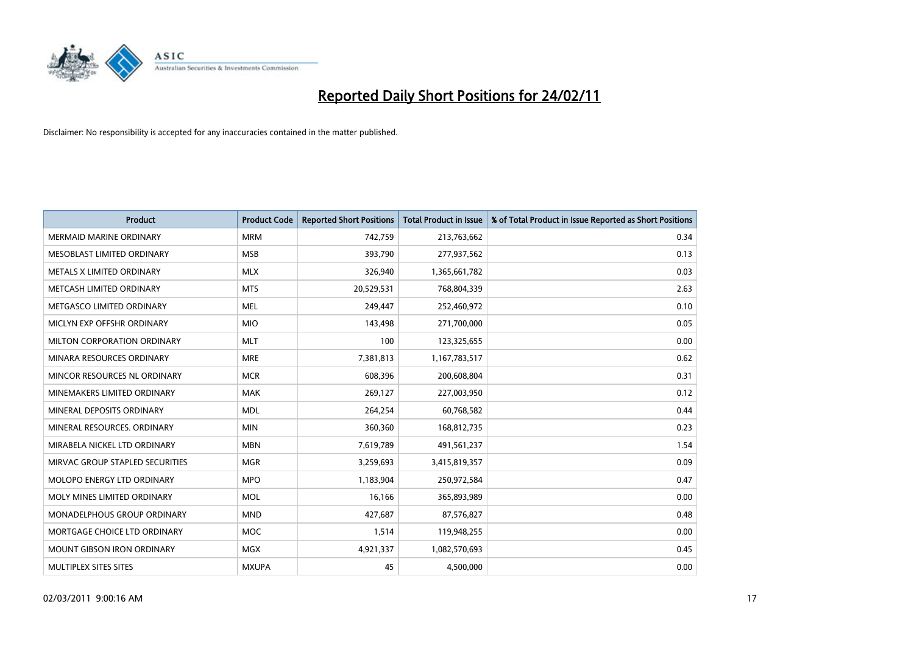# Reported Daily Short Positions for 24/02/11

Disclaimer: No responsibility is accepted for any inaccuracies contained in the matter published.

| Product | Product Code | Reported Short Positions | Total Product in Issue | % of Total Product in Issue Reported as Short Positions |
|---|---|---|---|---|
| MERMAID MARINE ORDINARY | MRM | 742,759 | 213,763,662 | 0.34 |
| MESOBLAST LIMITED ORDINARY | MSB | 393,790 | 277,937,562 | 0.13 |
| METALS X LIMITED ORDINARY | MLX | 326,940 | 1,365,661,782 | 0.03 |
| METCASH LIMITED ORDINARY | MTS | 20,529,531 | 768,804,339 | 2.63 |
| METGASCO LIMITED ORDINARY | MEL | 249,447 | 252,460,972 | 0.10 |
| MICLYN EXP OFFSHR ORDINARY | MIO | 143,498 | 271,700,000 | 0.05 |
| MILTON CORPORATION ORDINARY | MLT | 100 | 123,325,655 | 0.00 |
| MINARA RESOURCES ORDINARY | MRE | 7,381,813 | 1,167,783,517 | 0.62 |
| MINCOR RESOURCES NL ORDINARY | MCR | 608,396 | 200,608,804 | 0.31 |
| MINEMAKERS LIMITED ORDINARY | MAK | 269,127 | 227,003,950 | 0.12 |
| MINERAL DEPOSITS ORDINARY | MDL | 264,254 | 60,768,582 | 0.44 |
| MINERAL RESOURCES. ORDINARY | MIN | 360,360 | 168,812,735 | 0.23 |
| MIRABELA NICKEL LTD ORDINARY | MBN | 7,619,789 | 491,561,237 | 1.54 |
| MIRVAC GROUP STAPLED SECURITIES | MGR | 3,259,693 | 3,415,819,357 | 0.09 |
| MOLOPO ENERGY LTD ORDINARY | MPO | 1,183,904 | 250,972,584 | 0.47 |
| MOLY MINES LIMITED ORDINARY | MOL | 16,166 | 365,893,989 | 0.00 |
| MONADELPHOUS GROUP ORDINARY | MND | 427,687 | 87,576,827 | 0.48 |
| MORTGAGE CHOICE LTD ORDINARY | MOC | 1,514 | 119,948,255 | 0.00 |
| MOUNT GIBSON IRON ORDINARY | MGX | 4,921,337 | 1,082,570,693 | 0.45 |
| MULTIPLEX SITES SITES | MXUPA | 45 | 4,500,000 | 0.00 |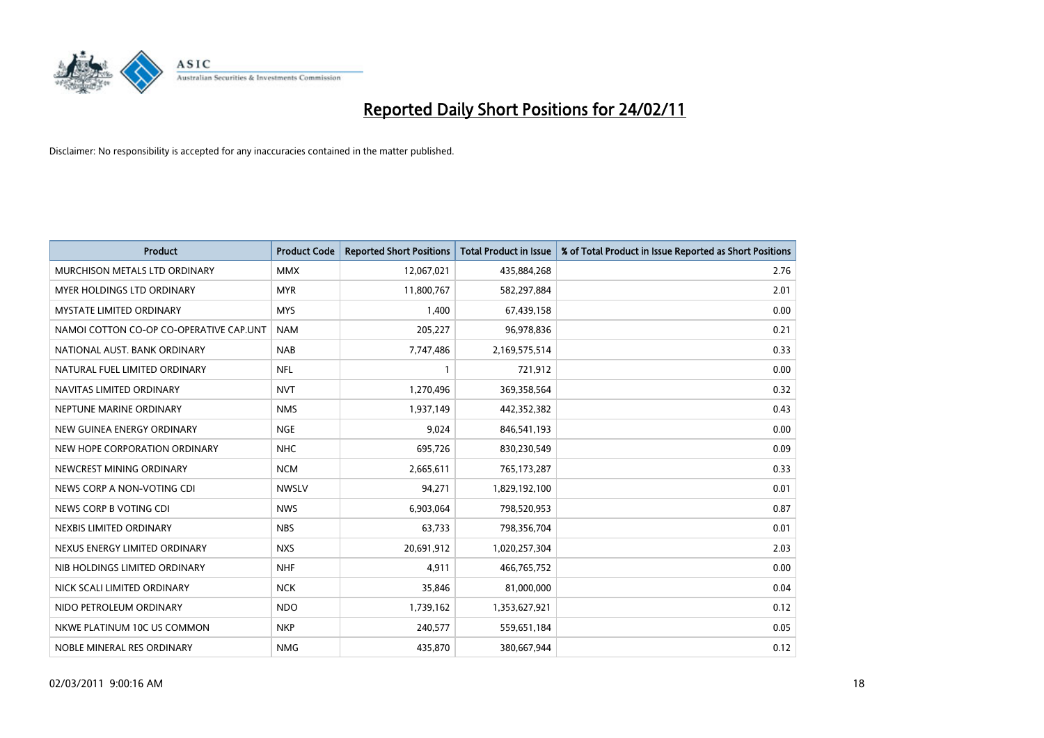# Reported Daily Short Positions for 24/02/11

Disclaimer: No responsibility is accepted for any inaccuracies contained in the matter published.

| Product | Product Code | Reported Short Positions | Total Product in Issue | % of Total Product in Issue Reported as Short Positions |
|---|---|---|---|---|
| MURCHISON METALS LTD ORDINARY | MMX | 12,067,021 | 435,884,268 | 2.76 |
| MYER HOLDINGS LTD ORDINARY | MYR | 11,800,767 | 582,297,884 | 2.01 |
| MYSTATE LIMITED ORDINARY | MYS | 1,400 | 67,439,158 | 0.00 |
| NAMOI COTTON CO-OP CO-OPERATIVE CAP.UNT | NAM | 205,227 | 96,978,836 | 0.21 |
| NATIONAL AUST. BANK ORDINARY | NAB | 7,747,486 | 2,169,575,514 | 0.33 |
| NATURAL FUEL LIMITED ORDINARY | NFL | 1 | 721,912 | 0.00 |
| NAVITAS LIMITED ORDINARY | NVT | 1,270,496 | 369,358,564 | 0.32 |
| NEPTUNE MARINE ORDINARY | NMS | 1,937,149 | 442,352,382 | 0.43 |
| NEW GUINEA ENERGY ORDINARY | NGE | 9,024 | 846,541,193 | 0.00 |
| NEW HOPE CORPORATION ORDINARY | NHC | 695,726 | 830,230,549 | 0.09 |
| NEWCREST MINING ORDINARY | NCM | 2,665,611 | 765,173,287 | 0.33 |
| NEWS CORP A NON-VOTING CDI | NWSLV | 94,271 | 1,829,192,100 | 0.01 |
| NEWS CORP B VOTING CDI | NWS | 6,903,064 | 798,520,953 | 0.87 |
| NEXBIS LIMITED ORDINARY | NBS | 63,733 | 798,356,704 | 0.01 |
| NEXUS ENERGY LIMITED ORDINARY | NXS | 20,691,912 | 1,020,257,304 | 2.03 |
| NIB HOLDINGS LIMITED ORDINARY | NHF | 4,911 | 466,765,752 | 0.00 |
| NICK SCALI LIMITED ORDINARY | NCK | 35,846 | 81,000,000 | 0.04 |
| NIDO PETROLEUM ORDINARY | NDO | 1,739,162 | 1,353,627,921 | 0.12 |
| NKWE PLATINUM 10C US COMMON | NKP | 240,577 | 559,651,184 | 0.05 |
| NOBLE MINERAL RES ORDINARY | NMG | 435,870 | 380,667,944 | 0.12 |

02/03/2011 9:00:16 AM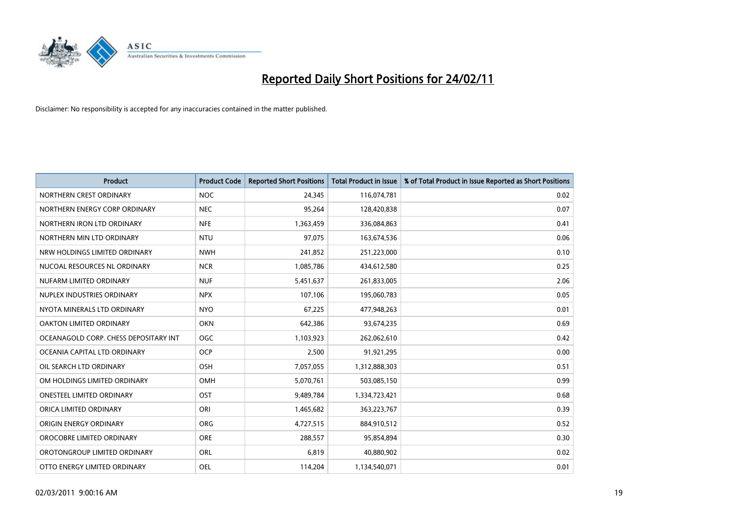# Reported Daily Short Positions for 24/02/11

Disclaimer: No responsibility is accepted for any inaccuracies contained in the matter published.

| Product | Product Code | Reported Short Positions | Total Product in Issue | % of Total Product in Issue Reported as Short Positions |
|---|---|---|---|---|
| NORTHERN CREST ORDINARY | NOC | 24,345 | 116,074,781 | 0.02 |
| NORTHERN ENERGY CORP ORDINARY | NEC | 95,264 | 128,420,838 | 0.07 |
| NORTHERN IRON LTD ORDINARY | NFE | 1,363,459 | 336,084,863 | 0.41 |
| NORTHERN MIN LTD ORDINARY | NTU | 97,075 | 163,674,536 | 0.06 |
| NRW HOLDINGS LIMITED ORDINARY | NWH | 241,852 | 251,223,000 | 0.10 |
| NUCOAL RESOURCES NL ORDINARY | NCR | 1,085,786 | 434,612,580 | 0.25 |
| NUFARM LIMITED ORDINARY | NUF | 5,451,637 | 261,833,005 | 2.06 |
| NUPLEX INDUSTRIES ORDINARY | NPX | 107,106 | 195,060,783 | 0.05 |
| NYOTA MINERALS LTD ORDINARY | NYO | 67,225 | 477,948,263 | 0.01 |
| OAKTON LIMITED ORDINARY | OKN | 642,386 | 93,674,235 | 0.69 |
| OCEANAGOLD CORP. CHESS DEPOSITARY INT | OGC | 1,103,923 | 262,062,610 | 0.42 |
| OCEANIA CAPITAL LTD ORDINARY | OCP | 2,500 | 91,921,295 | 0.00 |
| OIL SEARCH LTD ORDINARY | OSH | 7,057,055 | 1,312,888,303 | 0.51 |
| OM HOLDINGS LIMITED ORDINARY | OMH | 5,070,761 | 503,085,150 | 0.99 |
| ONESTEEL LIMITED ORDINARY | OST | 9,489,784 | 1,334,723,421 | 0.68 |
| ORICA LIMITED ORDINARY | ORI | 1,465,682 | 363,223,767 | 0.39 |
| ORIGIN ENERGY ORDINARY | ORG | 4,727,515 | 884,910,512 | 0.52 |
| OROCOBRE LIMITED ORDINARY | ORE | 288,557 | 95,854,894 | 0.30 |
| OROTONGROUP LIMITED ORDINARY | ORL | 6,819 | 40,880,902 | 0.02 |
| OTTO ENERGY LIMITED ORDINARY | OEL | 114,204 | 1,134,540,071 | 0.01 |

02/03/2011 9:00:16 AM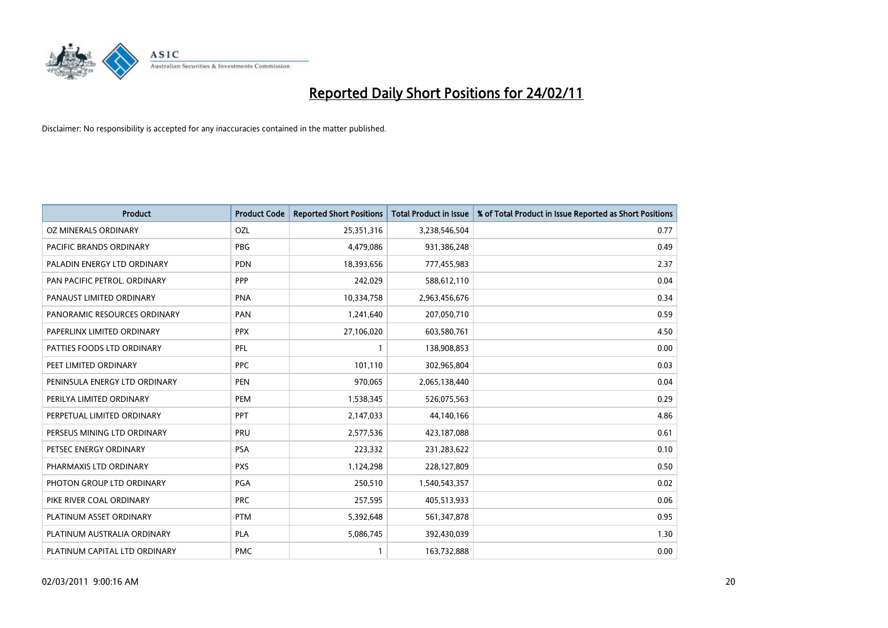# Reported Daily Short Positions for 24/02/11

Disclaimer: No responsibility is accepted for any inaccuracies contained in the matter published.

| Product | Product Code | Reported Short Positions | Total Product in Issue | % of Total Product in Issue Reported as Short Positions |
|---|---|---|---|---|
| OZ MINERALS ORDINARY | OZL | 25,351,316 | 3,238,546,504 | 0.77 |
| PACIFIC BRANDS ORDINARY | PBG | 4,479,086 | 931,386,248 | 0.49 |
| PALADIN ENERGY LTD ORDINARY | PDN | 18,393,656 | 777,455,983 | 2.37 |
| PAN PACIFIC PETROL. ORDINARY | PPP | 242,029 | 588,612,110 | 0.04 |
| PANAUST LIMITED ORDINARY | PNA | 10,334,758 | 2,963,456,676 | 0.34 |
| PANORAMIC RESOURCES ORDINARY | PAN | 1,241,640 | 207,050,710 | 0.59 |
| PAPERLINX LIMITED ORDINARY | PPX | 27,106,020 | 603,580,761 | 4.50 |
| PATTIES FOODS LTD ORDINARY | PFL | 1 | 138,908,853 | 0.00 |
| PEET LIMITED ORDINARY | PPC | 101,110 | 302,965,804 | 0.03 |
| PENINSULA ENERGY LTD ORDINARY | PEN | 970,065 | 2,065,138,440 | 0.04 |
| PERILYA LIMITED ORDINARY | PEM | 1,538,345 | 526,075,563 | 0.29 |
| PERPETUAL LIMITED ORDINARY | PPT | 2,147,033 | 44,140,166 | 4.86 |
| PERSEUS MINING LTD ORDINARY | PRU | 2,577,536 | 423,187,088 | 0.61 |
| PETSEC ENERGY ORDINARY | PSA | 223,332 | 231,283,622 | 0.10 |
| PHARMAXIS LTD ORDINARY | PXS | 1,124,298 | 228,127,809 | 0.50 |
| PHOTON GROUP LTD ORDINARY | PGA | 250,510 | 1,540,543,357 | 0.02 |
| PIKE RIVER COAL ORDINARY | PRC | 257,595 | 405,513,933 | 0.06 |
| PLATINUM ASSET ORDINARY | PTM | 5,392,648 | 561,347,878 | 0.95 |
| PLATINUM AUSTRALIA ORDINARY | PLA | 5,086,745 | 392,430,039 | 1.30 |
| PLATINUM CAPITAL LTD ORDINARY | PMC | 1 | 163,732,888 | 0.00 |

02/03/2011 9:00:16 AM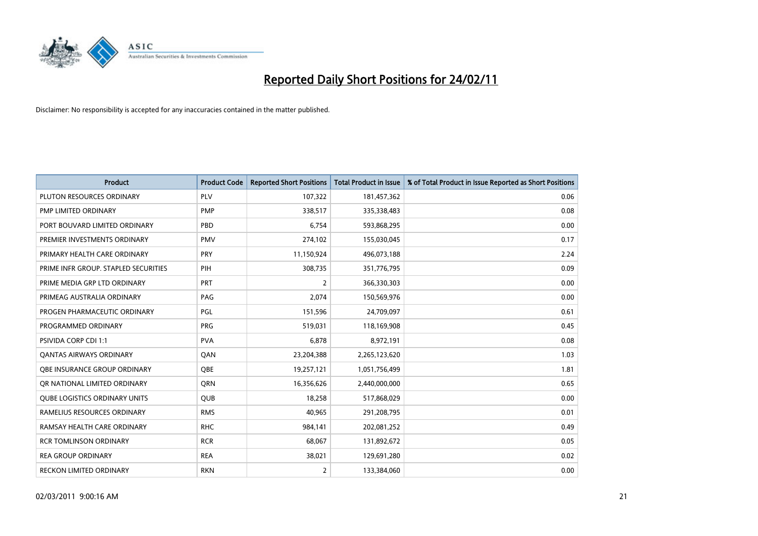# Reported Daily Short Positions for 24/02/11

Disclaimer: No responsibility is accepted for any inaccuracies contained in the matter published.

| Product | Product Code | Reported Short Positions | Total Product in Issue | % of Total Product in Issue Reported as Short Positions |
|---|---|---|---|---|
| PLUTON RESOURCES ORDINARY | PLV | 107,322 | 181,457,362 | 0.06 |
| PMP LIMITED ORDINARY | PMP | 338,517 | 335,338,483 | 0.08 |
| PORT BOUVARD LIMITED ORDINARY | PBD | 6,754 | 593,868,295 | 0.00 |
| PREMIER INVESTMENTS ORDINARY | PMV | 274,102 | 155,030,045 | 0.17 |
| PRIMARY HEALTH CARE ORDINARY | PRY | 11,150,924 | 496,073,188 | 2.24 |
| PRIME INFR GROUP. STAPLED SECURITIES | PIH | 308,735 | 351,776,795 | 0.09 |
| PRIME MEDIA GRP LTD ORDINARY | PRT | 2 | 366,330,303 | 0.00 |
| PRIMEAG AUSTRALIA ORDINARY | PAG | 2,074 | 150,569,976 | 0.00 |
| PROGEN PHARMACEUTIC ORDINARY | PGL | 151,596 | 24,709,097 | 0.61 |
| PROGRAMMED ORDINARY | PRG | 519,031 | 118,169,908 | 0.45 |
| PSIVIDA CORP CDI 1:1 | PVA | 6,878 | 8,972,191 | 0.08 |
| QANTAS AIRWAYS ORDINARY | QAN | 23,204,388 | 2,265,123,620 | 1.03 |
| QBE INSURANCE GROUP ORDINARY | QBE | 19,257,121 | 1,051,756,499 | 1.81 |
| QR NATIONAL LIMITED ORDINARY | QRN | 16,356,626 | 2,440,000,000 | 0.65 |
| QUBE LOGISTICS ORDINARY UNITS | QUB | 18,258 | 517,868,029 | 0.00 |
| RAMELIUS RESOURCES ORDINARY | RMS | 40,965 | 291,208,795 | 0.01 |
| RAMSAY HEALTH CARE ORDINARY | RHC | 984,141 | 202,081,252 | 0.49 |
| RCR TOMLINSON ORDINARY | RCR | 68,067 | 131,892,672 | 0.05 |
| REA GROUP ORDINARY | REA | 38,021 | 129,691,280 | 0.02 |
| RECKON LIMITED ORDINARY | RKN | 2 | 133,384,060 | 0.00 |

02/03/2011 9:00:16 AM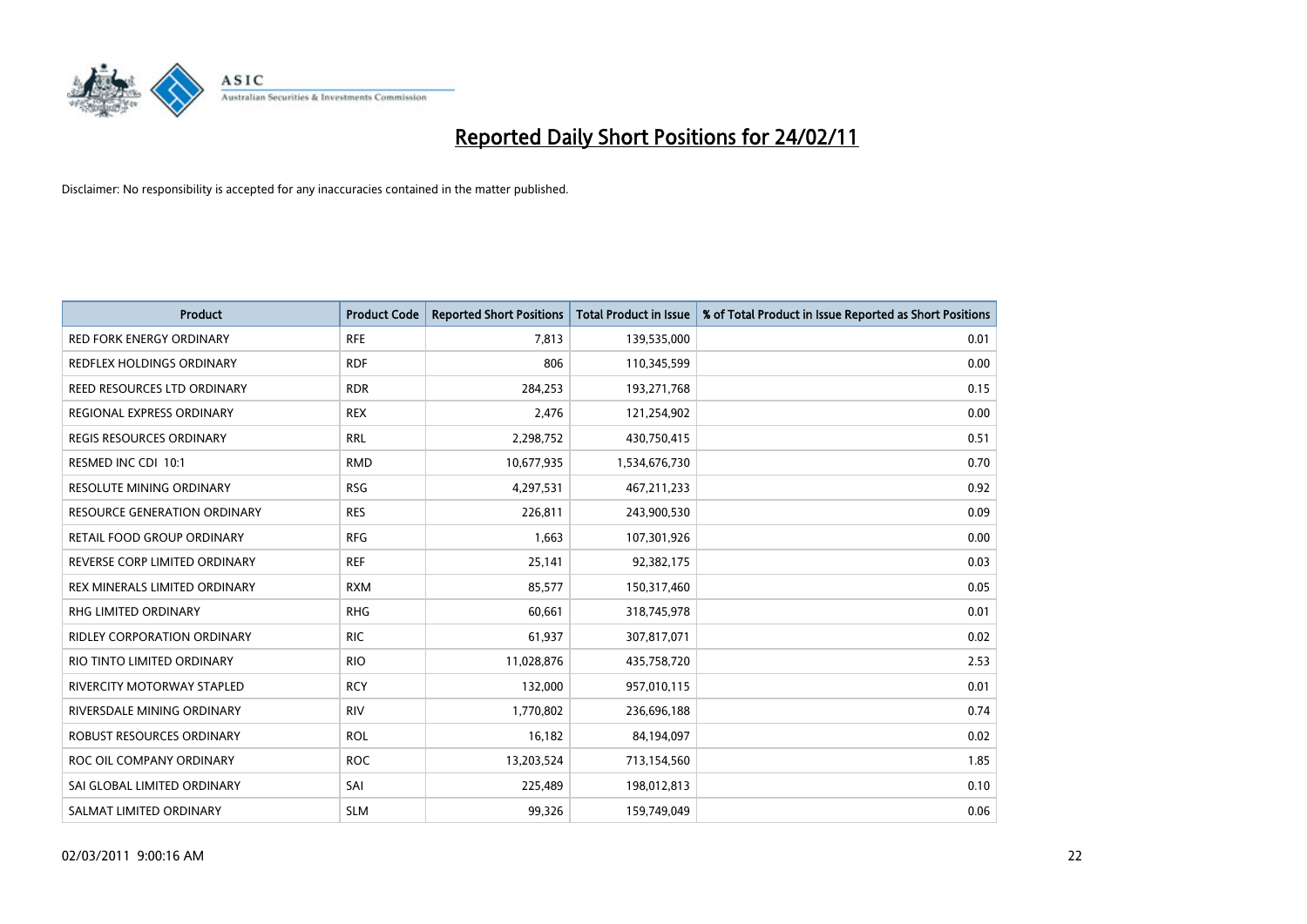# Reported Daily Short Positions for 24/02/11

Disclaimer: No responsibility is accepted for any inaccuracies contained in the matter published.

| Product | Product Code | Reported Short Positions | Total Product in Issue | % of Total Product in Issue Reported as Short Positions |
|---|---|---|---|---|
| RED FORK ENERGY ORDINARY | RFE | 7,813 | 139,535,000 | 0.01 |
| REDFLEX HOLDINGS ORDINARY | RDF | 806 | 110,345,599 | 0.00 |
| REED RESOURCES LTD ORDINARY | RDR | 284,253 | 193,271,768 | 0.15 |
| REGIONAL EXPRESS ORDINARY | REX | 2,476 | 121,254,902 | 0.00 |
| REGIS RESOURCES ORDINARY | RRL | 2,298,752 | 430,750,415 | 0.51 |
| RESMED INC CDI 10:1 | RMD | 10,677,935 | 1,534,676,730 | 0.70 |
| RESOLUTE MINING ORDINARY | RSG | 4,297,531 | 467,211,233 | 0.92 |
| RESOURCE GENERATION ORDINARY | RES | 226,811 | 243,900,530 | 0.09 |
| RETAIL FOOD GROUP ORDINARY | RFG | 1,663 | 107,301,926 | 0.00 |
| REVERSE CORP LIMITED ORDINARY | REF | 25,141 | 92,382,175 | 0.03 |
| REX MINERALS LIMITED ORDINARY | RXM | 85,577 | 150,317,460 | 0.05 |
| RHG LIMITED ORDINARY | RHG | 60,661 | 318,745,978 | 0.01 |
| RIDLEY CORPORATION ORDINARY | RIC | 61,937 | 307,817,071 | 0.02 |
| RIO TINTO LIMITED ORDINARY | RIO | 11,028,876 | 435,758,720 | 2.53 |
| RIVERCITY MOTORWAY STAPLED | RCY | 132,000 | 957,010,115 | 0.01 |
| RIVERSDALE MINING ORDINARY | RIV | 1,770,802 | 236,696,188 | 0.74 |
| ROBUST RESOURCES ORDINARY | ROL | 16,182 | 84,194,097 | 0.02 |
| ROC OIL COMPANY ORDINARY | ROC | 13,203,524 | 713,154,560 | 1.85 |
| SAI GLOBAL LIMITED ORDINARY | SAI | 225,489 | 198,012,813 | 0.10 |
| SALMAT LIMITED ORDINARY | SLM | 99,326 | 159,749,049 | 0.06 |

02/03/2011 9:00:16 AM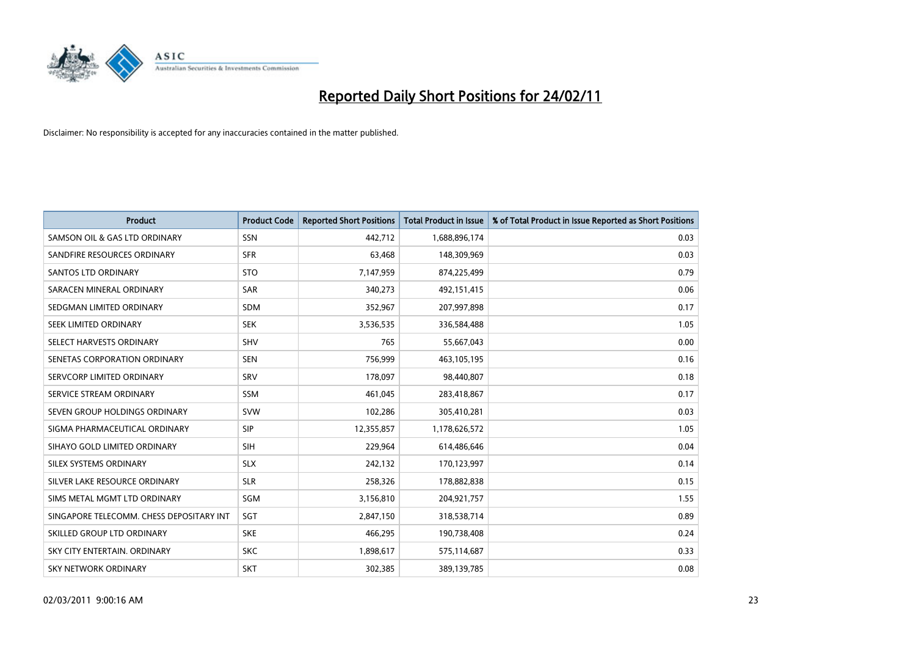# Reported Daily Short Positions for 24/02/11

Disclaimer: No responsibility is accepted for any inaccuracies contained in the matter published.

| Product | Product Code | Reported Short Positions | Total Product in Issue | % of Total Product in Issue Reported as Short Positions |
|---|---|---|---|---|
| SAMSON OIL & GAS LTD ORDINARY | SSN | 442,712 | 1,688,896,174 | 0.03 |
| SANDFIRE RESOURCES ORDINARY | SFR | 63,468 | 148,309,969 | 0.03 |
| SANTOS LTD ORDINARY | STO | 7,147,959 | 874,225,499 | 0.79 |
| SARACEN MINERAL ORDINARY | SAR | 340,273 | 492,151,415 | 0.06 |
| SEDGMAN LIMITED ORDINARY | SDM | 352,967 | 207,997,898 | 0.17 |
| SEEK LIMITED ORDINARY | SEK | 3,536,535 | 336,584,488 | 1.05 |
| SELECT HARVESTS ORDINARY | SHV | 765 | 55,667,043 | 0.00 |
| SENETAS CORPORATION ORDINARY | SEN | 756,999 | 463,105,195 | 0.16 |
| SERVCORP LIMITED ORDINARY | SRV | 178,097 | 98,440,807 | 0.18 |
| SERVICE STREAM ORDINARY | SSM | 461,045 | 283,418,867 | 0.17 |
| SEVEN GROUP HOLDINGS ORDINARY | SVW | 102,286 | 305,410,281 | 0.03 |
| SIGMA PHARMACEUTICAL ORDINARY | SIP | 12,355,857 | 1,178,626,572 | 1.05 |
| SIHAYO GOLD LIMITED ORDINARY | SIH | 229,964 | 614,486,646 | 0.04 |
| SILEX SYSTEMS ORDINARY | SLX | 242,132 | 170,123,997 | 0.14 |
| SILVER LAKE RESOURCE ORDINARY | SLR | 258,326 | 178,882,838 | 0.15 |
| SIMS METAL MGMT LTD ORDINARY | SGM | 3,156,810 | 204,921,757 | 1.55 |
| SINGAPORE TELECOMM. CHESS DEPOSITARY INT | SGT | 2,847,150 | 318,538,714 | 0.89 |
| SKILLED GROUP LTD ORDINARY | SKE | 466,295 | 190,738,408 | 0.24 |
| SKY CITY ENTERTAIN. ORDINARY | SKC | 1,898,617 | 575,114,687 | 0.33 |
| SKY NETWORK ORDINARY | SKT | 302,385 | 389,139,785 | 0.08 |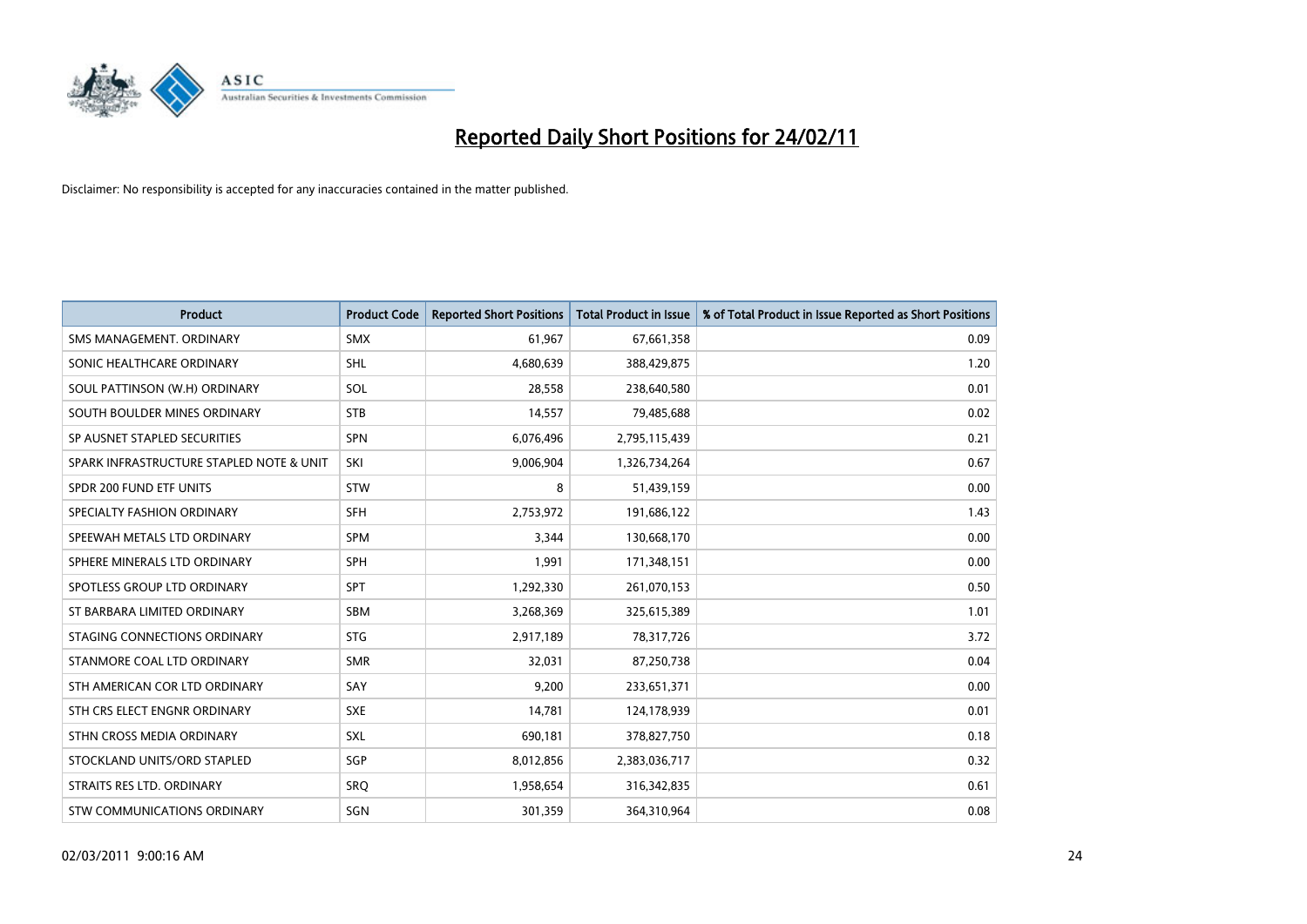# Reported Daily Short Positions for 24/02/11

Disclaimer: No responsibility is accepted for any inaccuracies contained in the matter published.

| Product | Product Code | Reported Short Positions | Total Product in Issue | % of Total Product in Issue Reported as Short Positions |
|---|---|---|---|---|
| SMS MANAGEMENT. ORDINARY | SMX | 61,967 | 67,661,358 | 0.09 |
| SONIC HEALTHCARE ORDINARY | SHL | 4,680,639 | 388,429,875 | 1.20 |
| SOUL PATTINSON (W.H) ORDINARY | SOL | 28,558 | 238,640,580 | 0.01 |
| SOUTH BOULDER MINES ORDINARY | STB | 14,557 | 79,485,688 | 0.02 |
| SP AUSNET STAPLED SECURITIES | SPN | 6,076,496 | 2,795,115,439 | 0.21 |
| SPARK INFRASTRUCTURE STAPLED NOTE & UNIT | SKI | 9,006,904 | 1,326,734,264 | 0.67 |
| SPDR 200 FUND ETF UNITS | STW | 8 | 51,439,159 | 0.00 |
| SPECIALTY FASHION ORDINARY | SFH | 2,753,972 | 191,686,122 | 1.43 |
| SPEEWAH METALS LTD ORDINARY | SPM | 3,344 | 130,668,170 | 0.00 |
| SPHERE MINERALS LTD ORDINARY | SPH | 1,991 | 171,348,151 | 0.00 |
| SPOTLESS GROUP LTD ORDINARY | SPT | 1,292,330 | 261,070,153 | 0.50 |
| ST BARBARA LIMITED ORDINARY | SBM | 3,268,369 | 325,615,389 | 1.01 |
| STAGING CONNECTIONS ORDINARY | STG | 2,917,189 | 78,317,726 | 3.72 |
| STANMORE COAL LTD ORDINARY | SMR | 32,031 | 87,250,738 | 0.04 |
| STH AMERICAN COR LTD ORDINARY | SAY | 9,200 | 233,651,371 | 0.00 |
| STH CRS ELECT ENGNR ORDINARY | SXE | 14,781 | 124,178,939 | 0.01 |
| STHN CROSS MEDIA ORDINARY | SXL | 690,181 | 378,827,750 | 0.18 |
| STOCKLAND UNITS/ORD STAPLED | SGP | 8,012,856 | 2,383,036,717 | 0.32 |
| STRAITS RES LTD. ORDINARY | SRQ | 1,958,654 | 316,342,835 | 0.61 |
| STW COMMUNICATIONS ORDINARY | SGN | 301,359 | 364,310,964 | 0.08 |

02/03/2011 9:00:16 AM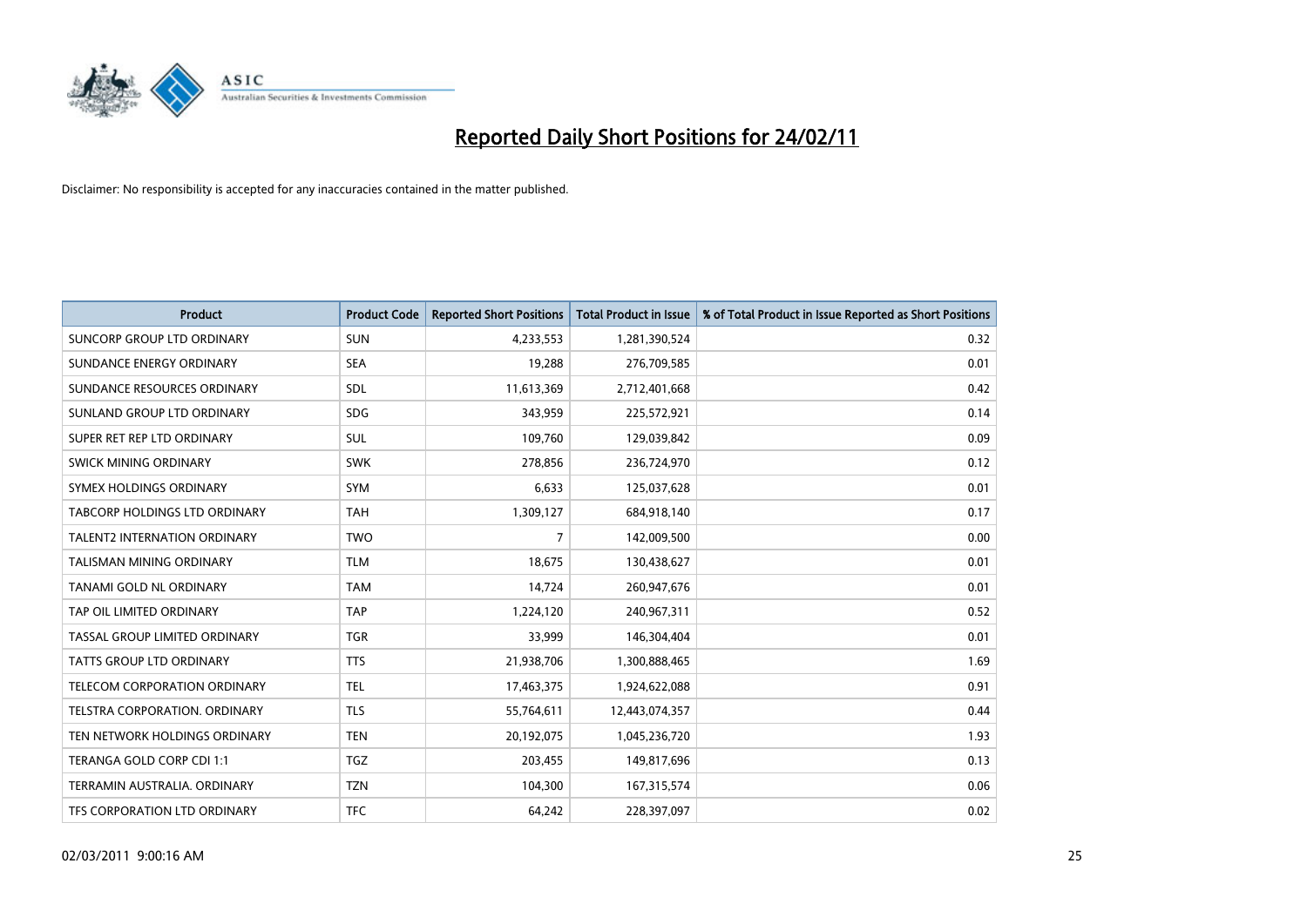# Reported Daily Short Positions for 24/02/11

Disclaimer: No responsibility is accepted for any inaccuracies contained in the matter published.

| Product | Product Code | Reported Short Positions | Total Product in Issue | % of Total Product in Issue Reported as Short Positions |
|---|---|---|---|---|
| SUNCORP GROUP LTD ORDINARY | SUN | 4,233,553 | 1,281,390,524 | 0.32 |
| SUNDANCE ENERGY ORDINARY | SEA | 19,288 | 276,709,585 | 0.01 |
| SUNDANCE RESOURCES ORDINARY | SDL | 11,613,369 | 2,712,401,668 | 0.42 |
| SUNLAND GROUP LTD ORDINARY | SDG | 343,959 | 225,572,921 | 0.14 |
| SUPER RET REP LTD ORDINARY | SUL | 109,760 | 129,039,842 | 0.09 |
| SWICK MINING ORDINARY | SWK | 278,856 | 236,724,970 | 0.12 |
| SYMEX HOLDINGS ORDINARY | SYM | 6,633 | 125,037,628 | 0.01 |
| TABCORP HOLDINGS LTD ORDINARY | TAH | 1,309,127 | 684,918,140 | 0.17 |
| TALENT2 INTERNATION ORDINARY | TWO | 7 | 142,009,500 | 0.00 |
| TALISMAN MINING ORDINARY | TLM | 18,675 | 130,438,627 | 0.01 |
| TANAMI GOLD NL ORDINARY | TAM | 14,724 | 260,947,676 | 0.01 |
| TAP OIL LIMITED ORDINARY | TAP | 1,224,120 | 240,967,311 | 0.52 |
| TASSAL GROUP LIMITED ORDINARY | TGR | 33,999 | 146,304,404 | 0.01 |
| TATTS GROUP LTD ORDINARY | TTS | 21,938,706 | 1,300,888,465 | 1.69 |
| TELECOM CORPORATION ORDINARY | TEL | 17,463,375 | 1,924,622,088 | 0.91 |
| TELSTRA CORPORATION. ORDINARY | TLS | 55,764,611 | 12,443,074,357 | 0.44 |
| TEN NETWORK HOLDINGS ORDINARY | TEN | 20,192,075 | 1,045,236,720 | 1.93 |
| TERANGA GOLD CORP CDI 1:1 | TGZ | 203,455 | 149,817,696 | 0.13 |
| TERRAMIN AUSTRALIA. ORDINARY | TZN | 104,300 | 167,315,574 | 0.06 |
| TFS CORPORATION LTD ORDINARY | TFC | 64,242 | 228,397,097 | 0.02 |

02/03/2011 9:00:16 AM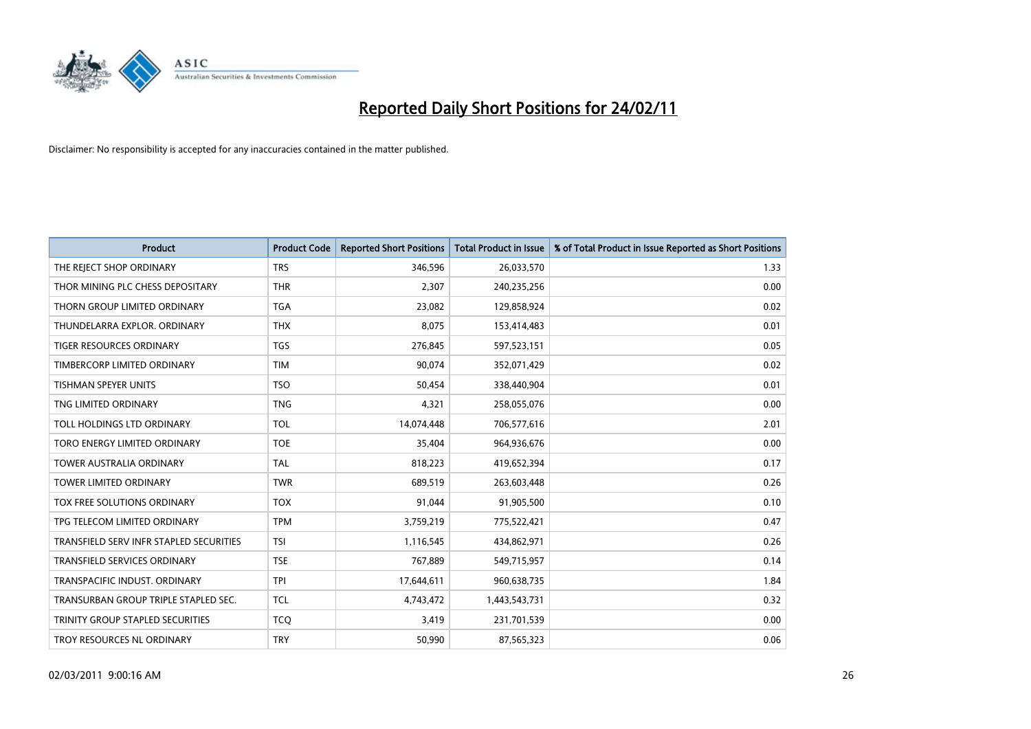# Reported Daily Short Positions for 24/02/11

Disclaimer: No responsibility is accepted for any inaccuracies contained in the matter published.

| Product | Product Code | Reported Short Positions | Total Product in Issue | % of Total Product in Issue Reported as Short Positions |
|---|---|---|---|---|
| THE REJECT SHOP ORDINARY | TRS | 346,596 | 26,033,570 | 1.33 |
| THOR MINING PLC CHESS DEPOSITARY | THR | 2,307 | 240,235,256 | 0.00 |
| THORN GROUP LIMITED ORDINARY | TGA | 23,082 | 129,858,924 | 0.02 |
| THUNDELARRA EXPLOR. ORDINARY | THX | 8,075 | 153,414,483 | 0.01 |
| TIGER RESOURCES ORDINARY | TGS | 276,845 | 597,523,151 | 0.05 |
| TIMBERCORP LIMITED ORDINARY | TIM | 90,074 | 352,071,429 | 0.02 |
| TISHMAN SPEYER UNITS | TSO | 50,454 | 338,440,904 | 0.01 |
| TNG LIMITED ORDINARY | TNG | 4,321 | 258,055,076 | 0.00 |
| TOLL HOLDINGS LTD ORDINARY | TOL | 14,074,448 | 706,577,616 | 2.01 |
| TORO ENERGY LIMITED ORDINARY | TOE | 35,404 | 964,936,676 | 0.00 |
| TOWER AUSTRALIA ORDINARY | TAL | 818,223 | 419,652,394 | 0.17 |
| TOWER LIMITED ORDINARY | TWR | 689,519 | 263,603,448 | 0.26 |
| TOX FREE SOLUTIONS ORDINARY | TOX | 91,044 | 91,905,500 | 0.10 |
| TPG TELECOM LIMITED ORDINARY | TPM | 3,759,219 | 775,522,421 | 0.47 |
| TRANSFIELD SERV INFR STAPLED SECURITIES | TSI | 1,116,545 | 434,862,971 | 0.26 |
| TRANSFIELD SERVICES ORDINARY | TSE | 767,889 | 549,715,957 | 0.14 |
| TRANSPACIFIC INDUST. ORDINARY | TPI | 17,644,611 | 960,638,735 | 1.84 |
| TRANSURBAN GROUP TRIPLE STAPLED SEC. | TCL | 4,743,472 | 1,443,543,731 | 0.32 |
| TRINITY GROUP STAPLED SECURITIES | TCQ | 3,419 | 231,701,539 | 0.00 |
| TROY RESOURCES NL ORDINARY | TRY | 50,990 | 87,565,323 | 0.06 |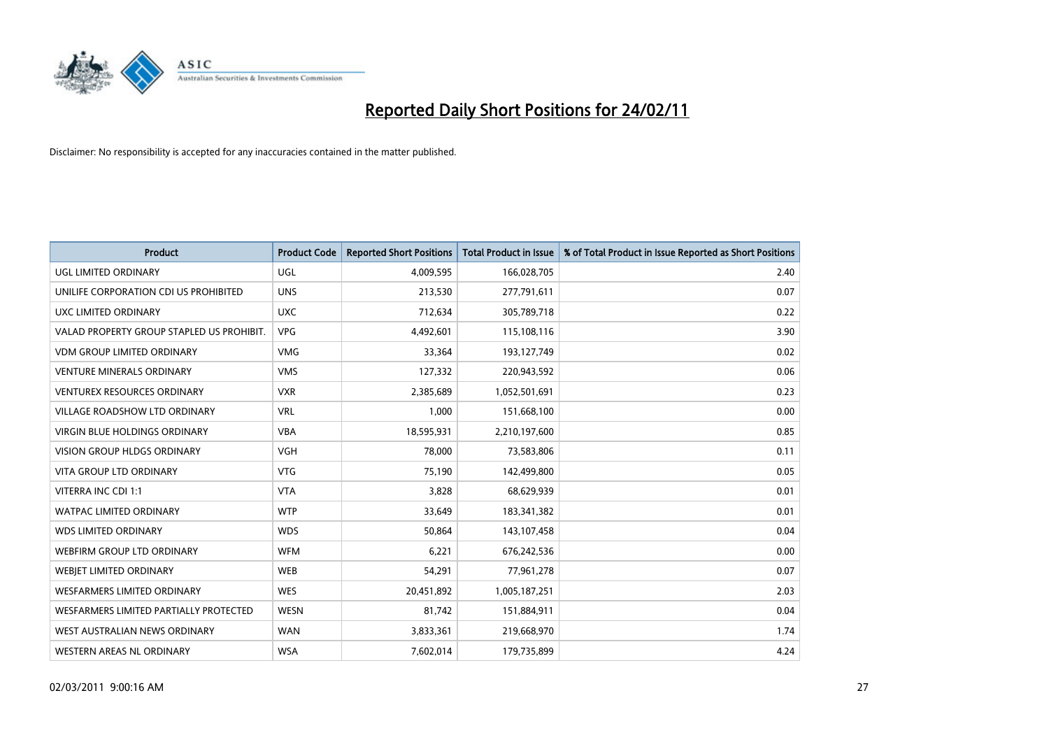# Reported Daily Short Positions for 24/02/11

Disclaimer: No responsibility is accepted for any inaccuracies contained in the matter published.

| Product | Product Code | Reported Short Positions | Total Product in Issue | % of Total Product in Issue Reported as Short Positions |
|---|---|---|---|---|
| UGL LIMITED ORDINARY | UGL | 4,009,595 | 166,028,705 | 2.40 |
| UNILIFE CORPORATION CDI US PROHIBITED | UNS | 213,530 | 277,791,611 | 0.07 |
| UXC LIMITED ORDINARY | UXC | 712,634 | 305,789,718 | 0.22 |
| VALAD PROPERTY GROUP STAPLED US PROHIBIT. | VPG | 4,492,601 | 115,108,116 | 3.90 |
| VDM GROUP LIMITED ORDINARY | VMG | 33,364 | 193,127,749 | 0.02 |
| VENTURE MINERALS ORDINARY | VMS | 127,332 | 220,943,592 | 0.06 |
| VENTUREX RESOURCES ORDINARY | VXR | 2,385,689 | 1,052,501,691 | 0.23 |
| VILLAGE ROADSHOW LTD ORDINARY | VRL | 1,000 | 151,668,100 | 0.00 |
| VIRGIN BLUE HOLDINGS ORDINARY | VBA | 18,595,931 | 2,210,197,600 | 0.85 |
| VISION GROUP HLDGS ORDINARY | VGH | 78,000 | 73,583,806 | 0.11 |
| VITA GROUP LTD ORDINARY | VTG | 75,190 | 142,499,800 | 0.05 |
| VITERRA INC CDI 1:1 | VTA | 3,828 | 68,629,939 | 0.01 |
| WATPAC LIMITED ORDINARY | WTP | 33,649 | 183,341,382 | 0.01 |
| WDS LIMITED ORDINARY | WDS | 50,864 | 143,107,458 | 0.04 |
| WEBFIRM GROUP LTD ORDINARY | WFM | 6,221 | 676,242,536 | 0.00 |
| WEBJET LIMITED ORDINARY | WEB | 54,291 | 77,961,278 | 0.07 |
| WESFARMERS LIMITED ORDINARY | WES | 20,451,892 | 1,005,187,251 | 2.03 |
| WESFARMERS LIMITED PARTIALLY PROTECTED | WESN | 81,742 | 151,884,911 | 0.04 |
| WEST AUSTRALIAN NEWS ORDINARY | WAN | 3,833,361 | 219,668,970 | 1.74 |
| WESTERN AREAS NL ORDINARY | WSA | 7,602,014 | 179,735,899 | 4.24 |

02/03/2011 9:00:16 AM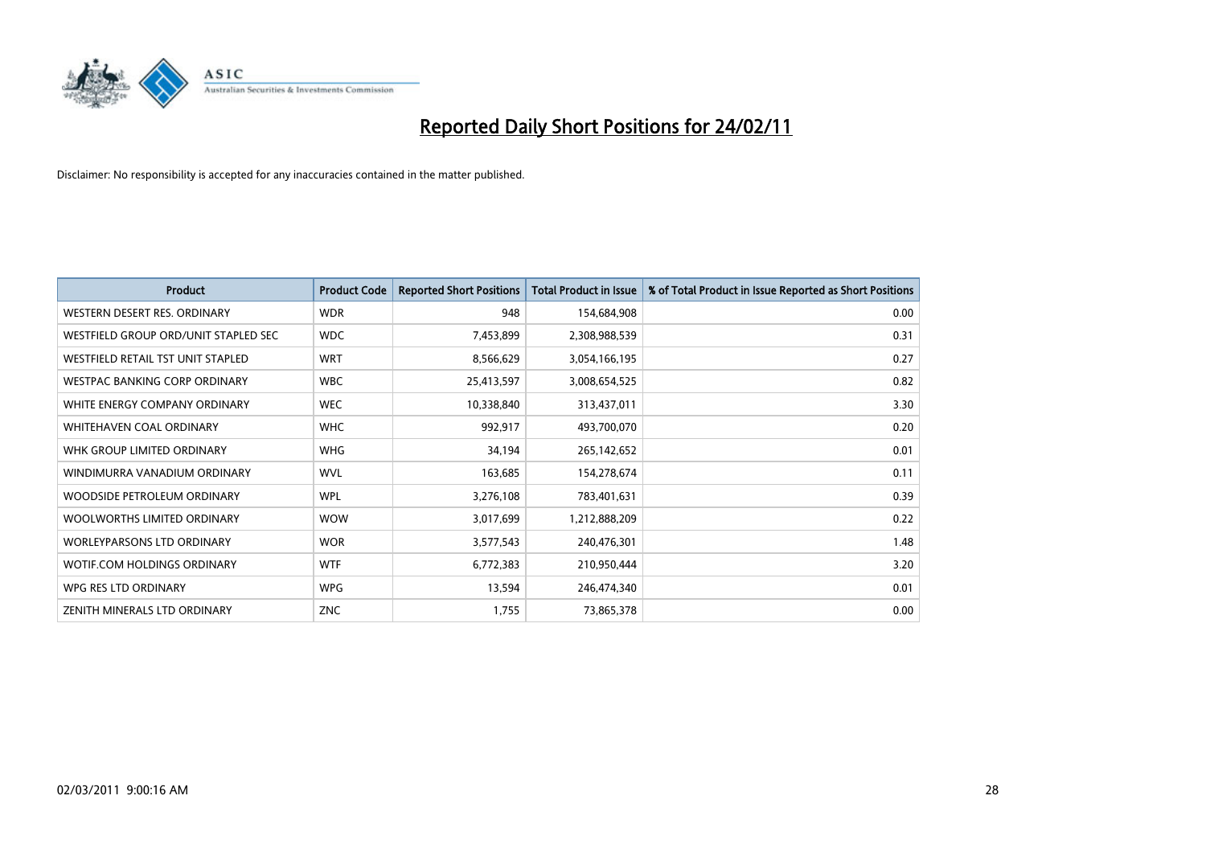# Reported Daily Short Positions for 24/02/11

Disclaimer: No responsibility is accepted for any inaccuracies contained in the matter published.

| Product | Product Code | Reported Short Positions | Total Product in Issue | % of Total Product in Issue Reported as Short Positions |
|---|---|---|---|---|
| WESTERN DESERT RES. ORDINARY | WDR | 948 | 154,684,908 | 0.00 |
| WESTFIELD GROUP ORD/UNIT STAPLED SEC | WDC | 7,453,899 | 2,308,988,539 | 0.31 |
| WESTFIELD RETAIL TST UNIT STAPLED | WRT | 8,566,629 | 3,054,166,195 | 0.27 |
| WESTPAC BANKING CORP ORDINARY | WBC | 25,413,597 | 3,008,654,525 | 0.82 |
| WHITE ENERGY COMPANY ORDINARY | WEC | 10,338,840 | 313,437,011 | 3.30 |
| WHITEHAVEN COAL ORDINARY | WHC | 992,917 | 493,700,070 | 0.20 |
| WHK GROUP LIMITED ORDINARY | WHG | 34,194 | 265,142,652 | 0.01 |
| WINDIMURRA VANADIUM ORDINARY | WVL | 163,685 | 154,278,674 | 0.11 |
| WOODSIDE PETROLEUM ORDINARY | WPL | 3,276,108 | 783,401,631 | 0.39 |
| WOOLWORTHS LIMITED ORDINARY | WOW | 3,017,699 | 1,212,888,209 | 0.22 |
| WORLEYPARSONS LTD ORDINARY | WOR | 3,577,543 | 240,476,301 | 1.48 |
| WOTIF.COM HOLDINGS ORDINARY | WTF | 6,772,383 | 210,950,444 | 3.20 |
| WPG RES LTD ORDINARY | WPG | 13,594 | 246,474,340 | 0.01 |
| ZENITH MINERALS LTD ORDINARY | ZNC | 1,755 | 73,865,378 | 0.00 |